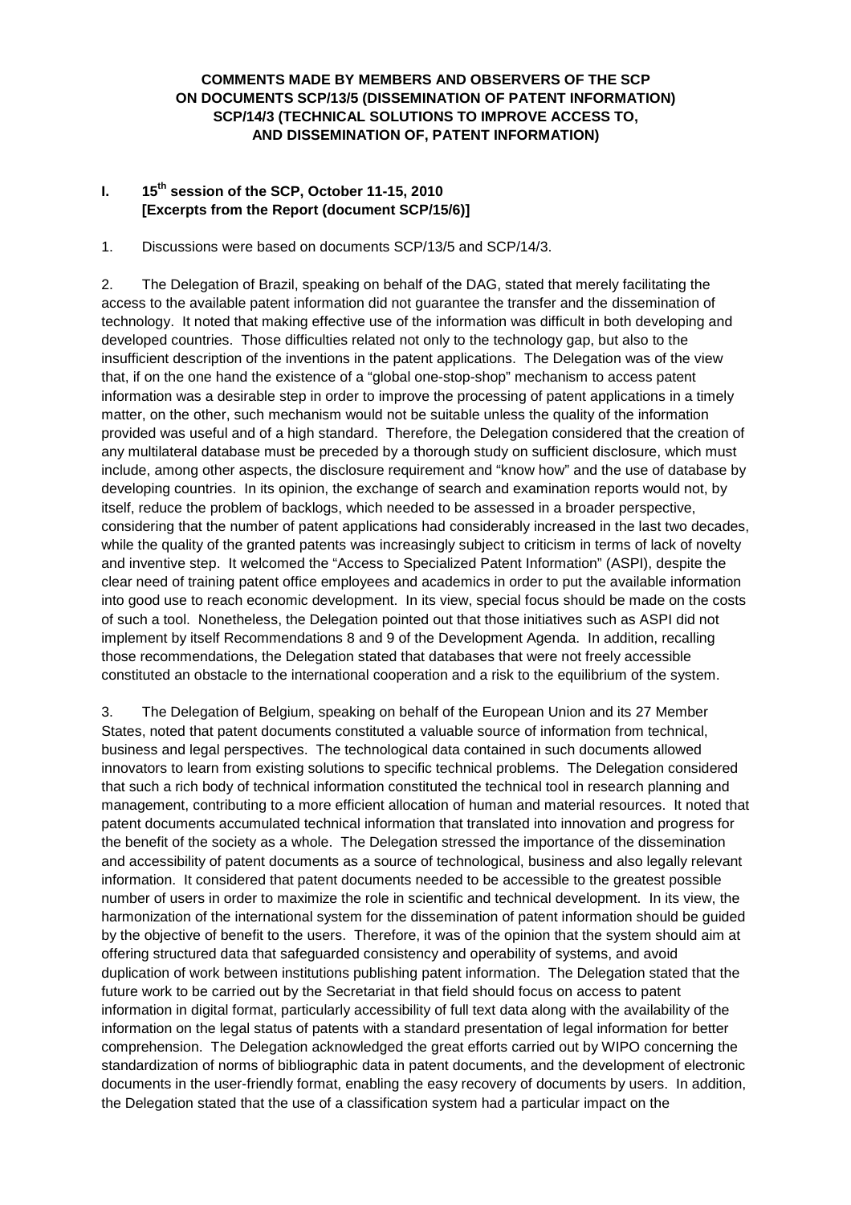**COMMENTS MADE BY MEMBERS AND OBSERVERS OF THE SCP ON DOCUMENTS SCP/13/5 (DISSEMINATION OF PATENT INFORMATION) SCP/14/3 (TECHNICAL SOLUTIONS TO IMPROVE ACCESS TO, AND DISSEMINATION OF, PATENT INFORMATION)**

## I. 15th session of the SCP, October 11-15, 2010 [Excerpts from the Report (document SCP/15/6)]

1. Discussions were based on documents SCP/13/5 and SCP/14/3.

2. The Delegation of Brazil, speaking on behalf of the DAG, stated that merely facilitating the access to the available patent information did not guarantee the transfer and the dissemination of technology. It noted that making effective use of the information was difficult in both developing and developed countries. Those difficulties related not only to the technology gap, but also to the insufficient description of the inventions in the patent applications. The Delegation was of the view that, if on the one hand the existence of a "global one-stop-shop" mechanism to access patent information was a desirable step in order to improve the processing of patent applications in a timely matter, on the other, such mechanism would not be suitable unless the quality of the information provided was useful and of a high standard. Therefore, the Delegation considered that the creation of any multilateral database must be preceded by a thorough study on sufficient disclosure, which must include, among other aspects, the disclosure requirement and "know how" and the use of database by developing countries. In its opinion, the exchange of search and examination reports would not, by itself, reduce the problem of backlogs, which needed to be assessed in a broader perspective, considering that the number of patent applications had considerably increased in the last two decades, while the quality of the granted patents was increasingly subject to criticism in terms of lack of novelty and inventive step. It welcomed the "Access to Specialized Patent Information" (ASPI), despite the clear need of training patent office employees and academics in order to put the available information into good use to reach economic development. In its view, special focus should be made on the costs of such a tool. Nonetheless, the Delegation pointed out that those initiatives such as ASPI did not implement by itself Recommendations 8 and 9 of the Development Agenda. In addition, recalling those recommendations, the Delegation stated that databases that were not freely accessible constituted an obstacle to the international cooperation and a risk to the equilibrium of the system.

3. The Delegation of Belgium, speaking on behalf of the European Union and its 27 Member States, noted that patent documents constituted a valuable source of information from technical, business and legal perspectives. The technological data contained in such documents allowed innovators to learn from existing solutions to specific technical problems. The Delegation considered that such a rich body of technical information constituted the technical tool in research planning and management, contributing to a more efficient allocation of human and material resources. It noted that patent documents accumulated technical information that translated into innovation and progress for the benefit of the society as a whole. The Delegation stressed the importance of the dissemination and accessibility of patent documents as a source of technological, business and also legally relevant information. It considered that patent documents needed to be accessible to the greatest possible number of users in order to maximize the role in scientific and technical development. In its view, the harmonization of the international system for the dissemination of patent information should be guided by the objective of benefit to the users. Therefore, it was of the opinion that the system should aim at offering structured data that safeguarded consistency and operability of systems, and avoid duplication of work between institutions publishing patent information. The Delegation stated that the future work to be carried out by the Secretariat in that field should focus on access to patent information in digital format, particularly accessibility of full text data along with the availability of the information on the legal status of patents with a standard presentation of legal information for better comprehension. The Delegation acknowledged the great efforts carried out by WIPO concerning the standardization of norms of bibliographic data in patent documents, and the development of electronic documents in the user-friendly format, enabling the easy recovery of documents by users. In addition, the Delegation stated that the use of a classification system had a particular impact on the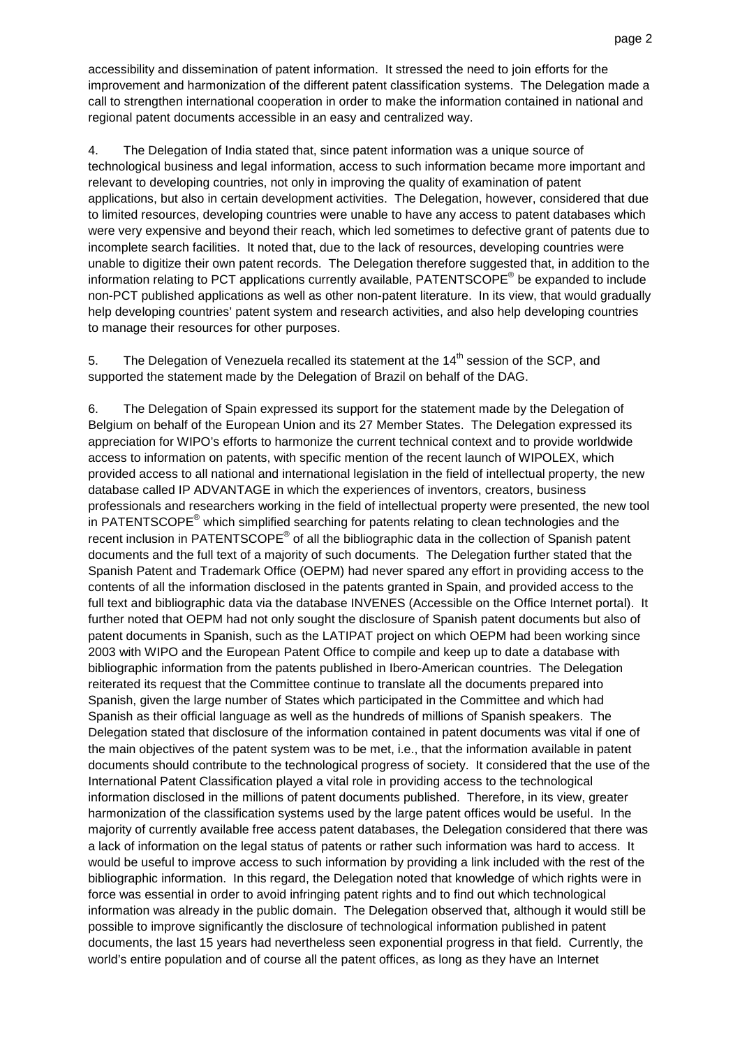accessibility and dissemination of patent information. It stressed the need to join efforts for the improvement and harmonization of the different patent classification systems. The Delegation made a call to strengthen international cooperation in order to make the information contained in national and regional patent documents accessible in an easy and centralized way.

4. The Delegation of India stated that, since patent information was a unique source of technological business and legal information, access to such information became more important and relevant to developing countries, not only in improving the quality of examination of patent applications, but also in certain development activities. The Delegation, however, considered that due to limited resources, developing countries were unable to have any access to patent databases which were very expensive and beyond their reach, which led sometimes to defective grant of patents due to incomplete search facilities. It noted that, due to the lack of resources, developing countries were unable to digitize their own patent records. The Delegation therefore suggested that, in addition to the information relating to PCT applications currently available, PATENTSCOPE® be expanded to include non-PCT published applications as well as other non-patent literature. In its view, that would gradually help developing countries' patent system and research activities, and also help developing countries to manage their resources for other purposes.

5. The Delegation of Venezuela recalled its statement at the 14th session of the SCP, and supported the statement made by the Delegation of Brazil on behalf of the DAG.

6. The Delegation of Spain expressed its support for the statement made by the Delegation of Belgium on behalf of the European Union and its 27 Member States. The Delegation expressed its appreciation for WIPO's efforts to harmonize the current technical context and to provide worldwide access to information on patents, with specific mention of the recent launch of WIPOLEX, which provided access to all national and international legislation in the field of intellectual property, the new database called IP ADVANTAGE in which the experiences of inventors, creators, business professionals and researchers working in the field of intellectual property were presented, the new tool in PATENTSCOPE® which simplified searching for patents relating to clean technologies and the recent inclusion in PATENTSCOPE® of all the bibliographic data in the collection of Spanish patent documents and the full text of a majority of such documents. The Delegation further stated that the Spanish Patent and Trademark Office (OEPM) had never spared any effort in providing access to the contents of all the information disclosed in the patents granted in Spain, and provided access to the full text and bibliographic data via the database INVENES (Accessible on the Office Internet portal). It further noted that OEPM had not only sought the disclosure of Spanish patent documents but also of patent documents in Spanish, such as the LATIPAT project on which OEPM had been working since 2003 with WIPO and the European Patent Office to compile and keep up to date a database with bibliographic information from the patents published in Ibero-American countries. The Delegation reiterated its request that the Committee continue to translate all the documents prepared into Spanish, given the large number of States which participated in the Committee and which had Spanish as their official language as well as the hundreds of millions of Spanish speakers. The Delegation stated that disclosure of the information contained in patent documents was vital if one of the main objectives of the patent system was to be met, i.e., that the information available in patent documents should contribute to the technological progress of society. It considered that the use of the International Patent Classification played a vital role in providing access to the technological information disclosed in the millions of patent documents published. Therefore, in its view, greater harmonization of the classification systems used by the large patent offices would be useful. In the majority of currently available free access patent databases, the Delegation considered that there was a lack of information on the legal status of patents or rather such information was hard to access. It would be useful to improve access to such information by providing a link included with the rest of the bibliographic information. In this regard, the Delegation noted that knowledge of which rights were in force was essential in order to avoid infringing patent rights and to find out which technological information was already in the public domain. The Delegation observed that, although it would still be possible to improve significantly the disclosure of technological information published in patent documents, the last 15 years had nevertheless seen exponential progress in that field. Currently, the world's entire population and of course all the patent offices, as long as they have an Internet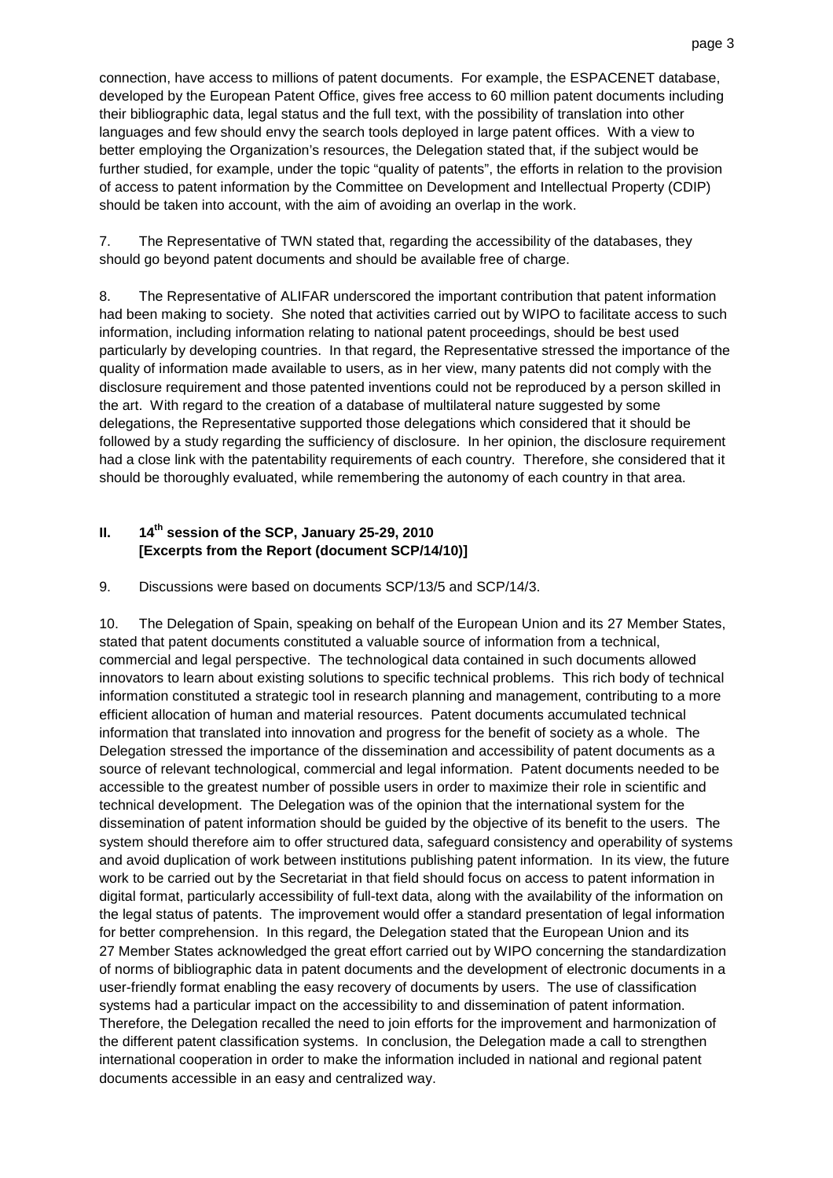connection, have access to millions of patent documents. For example, the ESPACENET database, developed by the European Patent Office, gives free access to 60 million patent documents including their bibliographic data, legal status and the full text, with the possibility of translation into other languages and few should envy the search tools deployed in large patent offices. With a view to better employing the Organization's resources, the Delegation stated that, if the subject would be further studied, for example, under the topic "quality of patents", the efforts in relation to the provision of access to patent information by the Committee on Development and Intellectual Property (CDIP) should be taken into account, with the aim of avoiding an overlap in the work.

7. The Representative of TWN stated that, regarding the accessibility of the databases, they should go beyond patent documents and should be available free of charge.

8. The Representative of ALIFAR underscored the important contribution that patent information had been making to society. She noted that activities carried out by WIPO to facilitate access to such information, including information relating to national patent proceedings, should be best used particularly by developing countries. In that regard, the Representative stressed the importance of the quality of information made available to users, as in her view, many patents did not comply with the disclosure requirement and those patented inventions could not be reproduced by a person skilled in the art. With regard to the creation of a database of multilateral nature suggested by some delegations, the Representative supported those delegations which considered that it should be followed by a study regarding the sufficiency of disclosure. In her opinion, the disclosure requirement had a close link with the patentability requirements of each country. Therefore, she considered that it should be thoroughly evaluated, while remembering the autonomy of each country in that area.

## II. 14th session of the SCP, January 25-29, 2010 [Excerpts from the Report (document SCP/14/10)]

9. Discussions were based on documents SCP/13/5 and SCP/14/3.

10. The Delegation of Spain, speaking on behalf of the European Union and its 27 Member States, stated that patent documents constituted a valuable source of information from a technical, commercial and legal perspective. The technological data contained in such documents allowed innovators to learn about existing solutions to specific technical problems. This rich body of technical information constituted a strategic tool in research planning and management, contributing to a more efficient allocation of human and material resources. Patent documents accumulated technical information that translated into innovation and progress for the benefit of society as a whole. The Delegation stressed the importance of the dissemination and accessibility of patent documents as a source of relevant technological, commercial and legal information. Patent documents needed to be accessible to the greatest number of possible users in order to maximize their role in scientific and technical development. The Delegation was of the opinion that the international system for the dissemination of patent information should be guided by the objective of its benefit to the users. The system should therefore aim to offer structured data, safeguard consistency and operability of systems and avoid duplication of work between institutions publishing patent information. In its view, the future work to be carried out by the Secretariat in that field should focus on access to patent information in digital format, particularly accessibility of full-text data, along with the availability of the information on the legal status of patents. The improvement would offer a standard presentation of legal information for better comprehension. In this regard, the Delegation stated that the European Union and its 27 Member States acknowledged the great effort carried out by WIPO concerning the standardization of norms of bibliographic data in patent documents and the development of electronic documents in a user-friendly format enabling the easy recovery of documents by users. The use of classification systems had a particular impact on the accessibility to and dissemination of patent information. Therefore, the Delegation recalled the need to join efforts for the improvement and harmonization of the different patent classification systems. In conclusion, the Delegation made a call to strengthen international cooperation in order to make the information included in national and regional patent documents accessible in an easy and centralized way.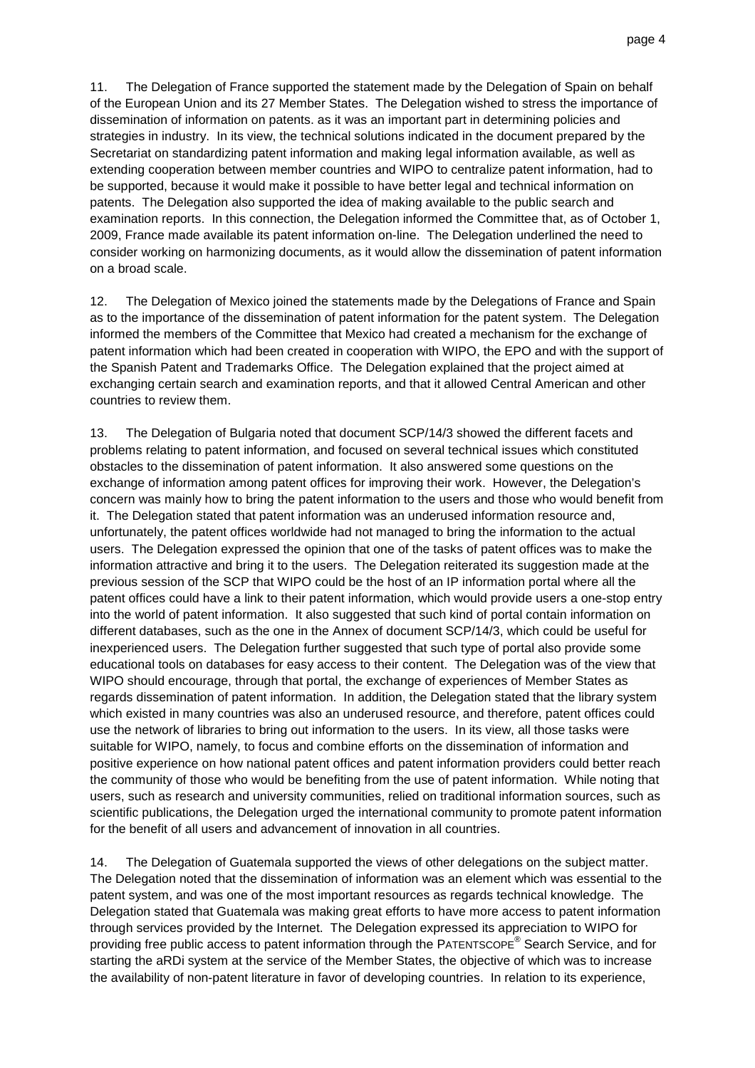11. The Delegation of France supported the statement made by the Delegation of Spain on behalf of the European Union and its 27 Member States. The Delegation wished to stress the importance of dissemination of information on patents. as it was an important part in determining policies and strategies in industry. In its view, the technical solutions indicated in the document prepared by the Secretariat on standardizing patent information and making legal information available, as well as extending cooperation between member countries and WIPO to centralize patent information, had to be supported, because it would make it possible to have better legal and technical information on patents. The Delegation also supported the idea of making available to the public search and examination reports. In this connection, the Delegation informed the Committee that, as of October 1, 2009, France made available its patent information on-line. The Delegation underlined the need to consider working on harmonizing documents, as it would allow the dissemination of patent information on a broad scale.

12. The Delegation of Mexico joined the statements made by the Delegations of France and Spain as to the importance of the dissemination of patent information for the patent system. The Delegation informed the members of the Committee that Mexico had created a mechanism for the exchange of patent information which had been created in cooperation with WIPO, the EPO and with the support of the Spanish Patent and Trademarks Office. The Delegation explained that the project aimed at exchanging certain search and examination reports, and that it allowed Central American and other countries to review them.

13. The Delegation of Bulgaria noted that document SCP/14/3 showed the different facets and problems relating to patent information, and focused on several technical issues which constituted obstacles to the dissemination of patent information. It also answered some questions on the exchange of information among patent offices for improving their work. However, the Delegation's concern was mainly how to bring the patent information to the users and those who would benefit from it. The Delegation stated that patent information was an underused information resource and, unfortunately, the patent offices worldwide had not managed to bring the information to the actual users. The Delegation expressed the opinion that one of the tasks of patent offices was to make the information attractive and bring it to the users. The Delegation reiterated its suggestion made at the previous session of the SCP that WIPO could be the host of an IP information portal where all the patent offices could have a link to their patent information, which would provide users a one-stop entry into the world of patent information. It also suggested that such kind of portal contain information on different databases, such as the one in the Annex of document SCP/14/3, which could be useful for inexperienced users. The Delegation further suggested that such type of portal also provide some educational tools on databases for easy access to their content. The Delegation was of the view that WIPO should encourage, through that portal, the exchange of experiences of Member States as regards dissemination of patent information. In addition, the Delegation stated that the library system which existed in many countries was also an underused resource, and therefore, patent offices could use the network of libraries to bring out information to the users. In its view, all those tasks were suitable for WIPO, namely, to focus and combine efforts on the dissemination of information and positive experience on how national patent offices and patent information providers could better reach the community of those who would be benefiting from the use of patent information. While noting that users, such as research and university communities, relied on traditional information sources, such as scientific publications, the Delegation urged the international community to promote patent information for the benefit of all users and advancement of innovation in all countries.

14. The Delegation of Guatemala supported the views of other delegations on the subject matter. The Delegation noted that the dissemination of information was an element which was essential to the patent system, and was one of the most important resources as regards technical knowledge. The Delegation stated that Guatemala was making great efforts to have more access to patent information through services provided by the Internet. The Delegation expressed its appreciation to WIPO for providing free public access to patent information through the PATENTSCOPE® Search Service, and for starting the aRDi system at the service of the Member States, the objective of which was to increase the availability of non-patent literature in favor of developing countries. In relation to its experience,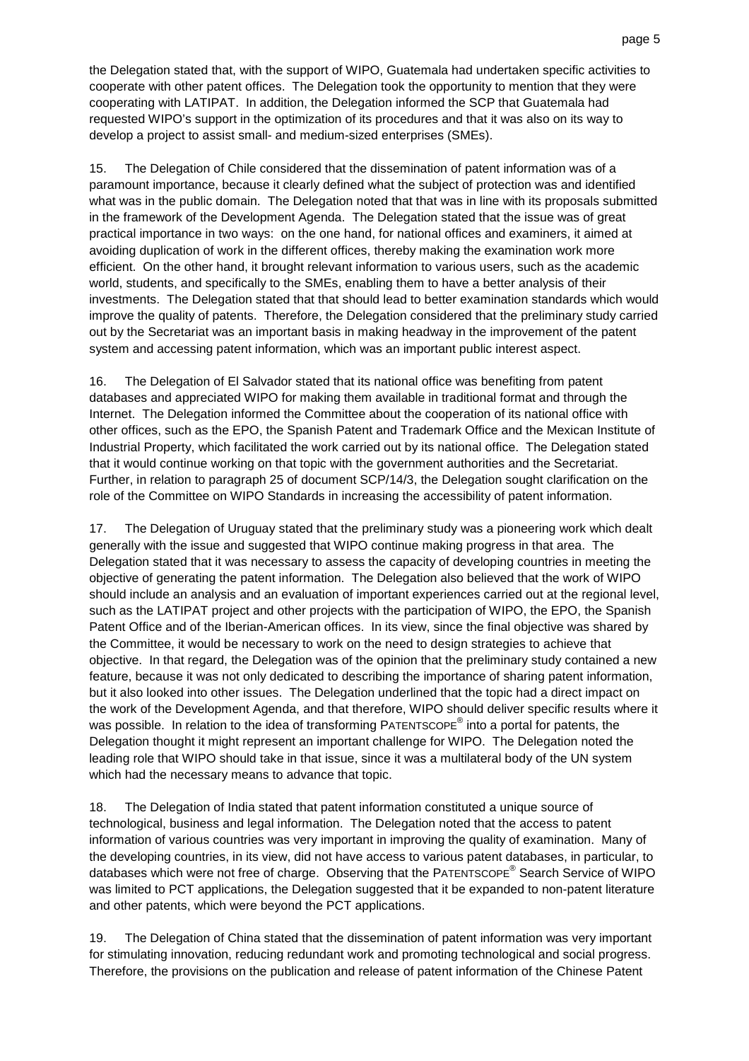the Delegation stated that, with the support of WIPO, Guatemala had undertaken specific activities to cooperate with other patent offices. The Delegation took the opportunity to mention that they were cooperating with LATIPAT. In addition, the Delegation informed the SCP that Guatemala had requested WIPO's support in the optimization of its procedures and that it was also on its way to develop a project to assist small- and medium-sized enterprises (SMEs).

15. The Delegation of Chile considered that the dissemination of patent information was of a paramount importance, because it clearly defined what the subject of protection was and identified what was in the public domain. The Delegation noted that that was in line with its proposals submitted in the framework of the Development Agenda. The Delegation stated that the issue was of great practical importance in two ways: on the one hand, for national offices and examiners, it aimed at avoiding duplication of work in the different offices, thereby making the examination work more efficient. On the other hand, it brought relevant information to various users, such as the academic world, students, and specifically to the SMEs, enabling them to have a better analysis of their investments. The Delegation stated that that should lead to better examination standards which would improve the quality of patents. Therefore, the Delegation considered that the preliminary study carried out by the Secretariat was an important basis in making headway in the improvement of the patent system and accessing patent information, which was an important public interest aspect.

16. The Delegation of El Salvador stated that its national office was benefiting from patent databases and appreciated WIPO for making them available in traditional format and through the Internet. The Delegation informed the Committee about the cooperation of its national office with other offices, such as the EPO, the Spanish Patent and Trademark Office and the Mexican Institute of Industrial Property, which facilitated the work carried out by its national office. The Delegation stated that it would continue working on that topic with the government authorities and the Secretariat. Further, in relation to paragraph 25 of document SCP/14/3, the Delegation sought clarification on the role of the Committee on WIPO Standards in increasing the accessibility of patent information.

17. The Delegation of Uruguay stated that the preliminary study was a pioneering work which dealt generally with the issue and suggested that WIPO continue making progress in that area. The Delegation stated that it was necessary to assess the capacity of developing countries in meeting the objective of generating the patent information. The Delegation also believed that the work of WIPO should include an analysis and an evaluation of important experiences carried out at the regional level, such as the LATIPAT project and other projects with the participation of WIPO, the EPO, the Spanish Patent Office and of the Iberian-American offices. In its view, since the final objective was shared by the Committee, it would be necessary to work on the need to design strategies to achieve that objective. In that regard, the Delegation was of the opinion that the preliminary study contained a new feature, because it was not only dedicated to describing the importance of sharing patent information, but it also looked into other issues. The Delegation underlined that the topic had a direct impact on the work of the Development Agenda, and that therefore, WIPO should deliver specific results where it was possible. In relation to the idea of transforming PATENTSCOPE® into a portal for patents, the Delegation thought it might represent an important challenge for WIPO. The Delegation noted the leading role that WIPO should take in that issue, since it was a multilateral body of the UN system which had the necessary means to advance that topic.

18. The Delegation of India stated that patent information constituted a unique source of technological, business and legal information. The Delegation noted that the access to patent information of various countries was very important in improving the quality of examination. Many of the developing countries, in its view, did not have access to various patent databases, in particular, to databases which were not free of charge. Observing that the PATENTSCOPE® Search Service of WIPO was limited to PCT applications, the Delegation suggested that it be expanded to non-patent literature and other patents, which were beyond the PCT applications.

19. The Delegation of China stated that the dissemination of patent information was very important for stimulating innovation, reducing redundant work and promoting technological and social progress. Therefore, the provisions on the publication and release of patent information of the Chinese Patent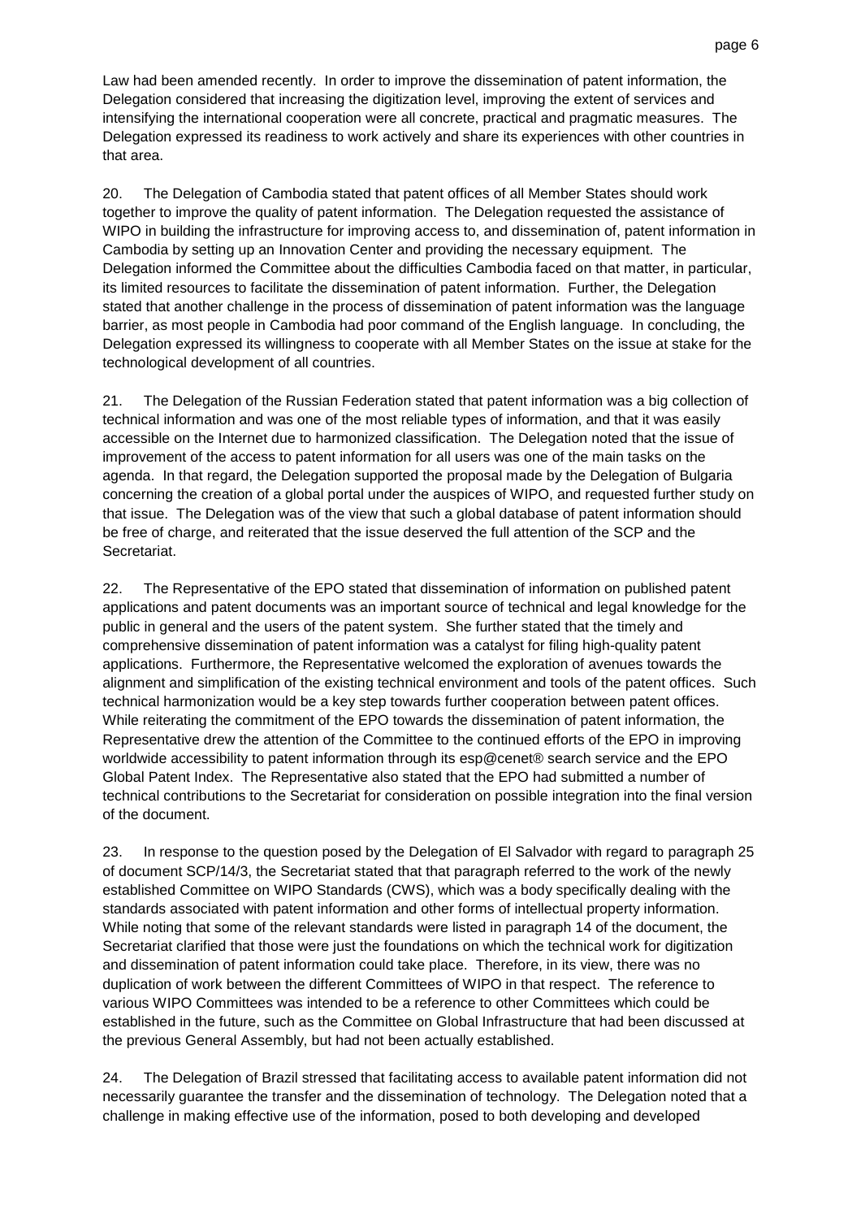Law had been amended recently. In order to improve the dissemination of patent information, the Delegation considered that increasing the digitization level, improving the extent of services and intensifying the international cooperation were all concrete, practical and pragmatic measures. The Delegation expressed its readiness to work actively and share its experiences with other countries in that area.

20. The Delegation of Cambodia stated that patent offices of all Member States should work together to improve the quality of patent information. The Delegation requested the assistance of WIPO in building the infrastructure for improving access to, and dissemination of, patent information in Cambodia by setting up an Innovation Center and providing the necessary equipment. The Delegation informed the Committee about the difficulties Cambodia faced on that matter, in particular, its limited resources to facilitate the dissemination of patent information. Further, the Delegation stated that another challenge in the process of dissemination of patent information was the language barrier, as most people in Cambodia had poor command of the English language. In concluding, the Delegation expressed its willingness to cooperate with all Member States on the issue at stake for the technological development of all countries.

21. The Delegation of the Russian Federation stated that patent information was a big collection of technical information and was one of the most reliable types of information, and that it was easily accessible on the Internet due to harmonized classification. The Delegation noted that the issue of improvement of the access to patent information for all users was one of the main tasks on the agenda. In that regard, the Delegation supported the proposal made by the Delegation of Bulgaria concerning the creation of a global portal under the auspices of WIPO, and requested further study on that issue. The Delegation was of the view that such a global database of patent information should be free of charge, and reiterated that the issue deserved the full attention of the SCP and the Secretariat.

22. The Representative of the EPO stated that dissemination of information on published patent applications and patent documents was an important source of technical and legal knowledge for the public in general and the users of the patent system. She further stated that the timely and comprehensive dissemination of patent information was a catalyst for filing high-quality patent applications. Furthermore, the Representative welcomed the exploration of avenues towards the alignment and simplification of the existing technical environment and tools of the patent offices. Such technical harmonization would be a key step towards further cooperation between patent offices. While reiterating the commitment of the EPO towards the dissemination of patent information, the Representative drew the attention of the Committee to the continued efforts of the EPO in improving worldwide accessibility to patent information through its esp@cenet® search service and the EPO Global Patent Index. The Representative also stated that the EPO had submitted a number of technical contributions to the Secretariat for consideration on possible integration into the final version of the document.

23. In response to the question posed by the Delegation of El Salvador with regard to paragraph 25 of document SCP/14/3, the Secretariat stated that that paragraph referred to the work of the newly established Committee on WIPO Standards (CWS), which was a body specifically dealing with the standards associated with patent information and other forms of intellectual property information. While noting that some of the relevant standards were listed in paragraph 14 of the document, the Secretariat clarified that those were just the foundations on which the technical work for digitization and dissemination of patent information could take place. Therefore, in its view, there was no duplication of work between the different Committees of WIPO in that respect. The reference to various WIPO Committees was intended to be a reference to other Committees which could be established in the future, such as the Committee on Global Infrastructure that had been discussed at the previous General Assembly, but had not been actually established.

24. The Delegation of Brazil stressed that facilitating access to available patent information did not necessarily guarantee the transfer and the dissemination of technology. The Delegation noted that a challenge in making effective use of the information, posed to both developing and developed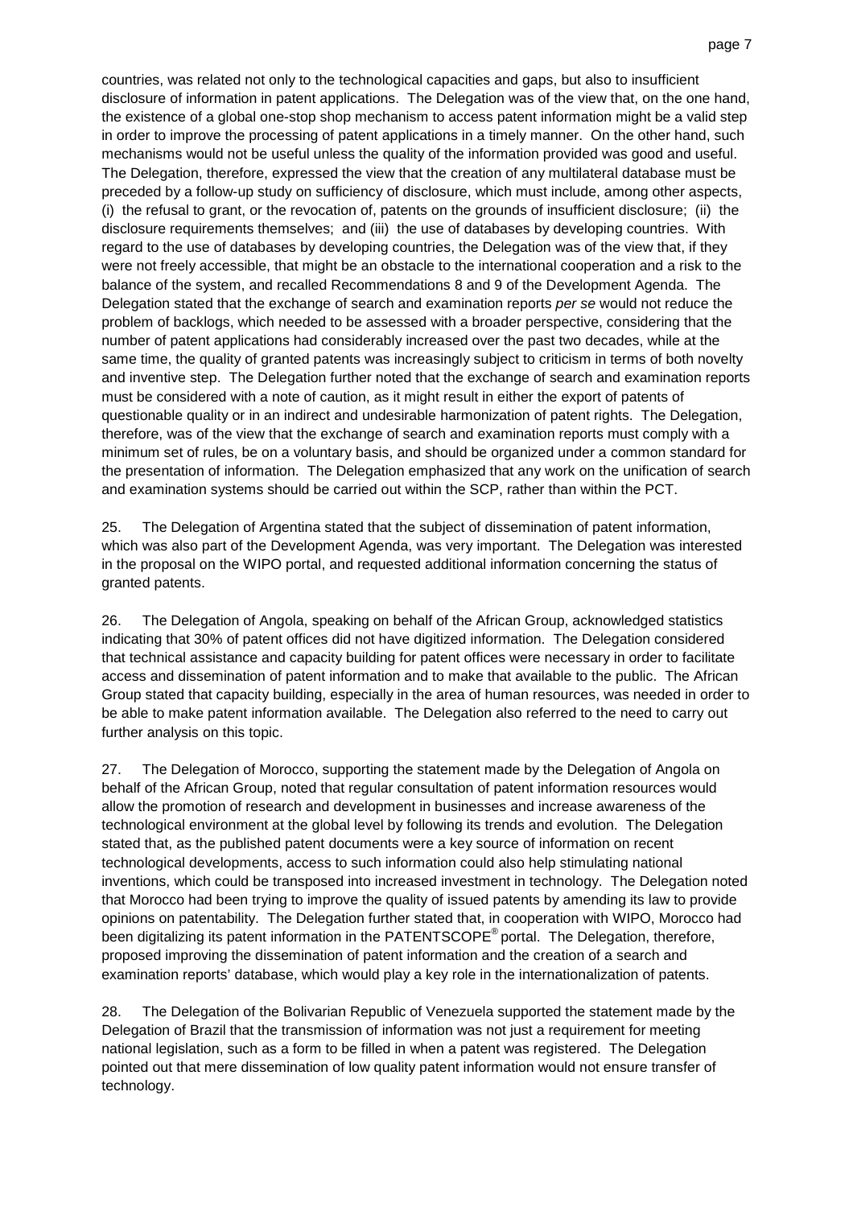countries, was related not only to the technological capacities and gaps, but also to insufficient disclosure of information in patent applications. The Delegation was of the view that, on the one hand, the existence of a global one-stop shop mechanism to access patent information might be a valid step in order to improve the processing of patent applications in a timely manner. On the other hand, such mechanisms would not be useful unless the quality of the information provided was good and useful. The Delegation, therefore, expressed the view that the creation of any multilateral database must be preceded by a follow-up study on sufficiency of disclosure, which must include, among other aspects, (i) the refusal to grant, or the revocation of, patents on the grounds of insufficient disclosure; (ii) the disclosure requirements themselves; and (iii) the use of databases by developing countries. With regard to the use of databases by developing countries, the Delegation was of the view that, if they were not freely accessible, that might be an obstacle to the international cooperation and a risk to the balance of the system, and recalled Recommendations 8 and 9 of the Development Agenda. The Delegation stated that the exchange of search and examination reports *per se* would not reduce the problem of backlogs, which needed to be assessed with a broader perspective, considering that the number of patent applications had considerably increased over the past two decades, while at the same time, the quality of granted patents was increasingly subject to criticism in terms of both novelty and inventive step. The Delegation further noted that the exchange of search and examination reports must be considered with a note of caution, as it might result in either the export of patents of questionable quality or in an indirect and undesirable harmonization of patent rights. The Delegation, therefore, was of the view that the exchange of search and examination reports must comply with a minimum set of rules, be on a voluntary basis, and should be organized under a common standard for the presentation of information. The Delegation emphasized that any work on the unification of search and examination systems should be carried out within the SCP, rather than within the PCT.

25. The Delegation of Argentina stated that the subject of dissemination of patent information, which was also part of the Development Agenda, was very important. The Delegation was interested in the proposal on the WIPO portal, and requested additional information concerning the status of granted patents.

26. The Delegation of Angola, speaking on behalf of the African Group, acknowledged statistics indicating that 30% of patent offices did not have digitized information. The Delegation considered that technical assistance and capacity building for patent offices were necessary in order to facilitate access and dissemination of patent information and to make that available to the public. The African Group stated that capacity building, especially in the area of human resources, was needed in order to be able to make patent information available. The Delegation also referred to the need to carry out further analysis on this topic.

27. The Delegation of Morocco, supporting the statement made by the Delegation of Angola on behalf of the African Group, noted that regular consultation of patent information resources would allow the promotion of research and development in businesses and increase awareness of the technological environment at the global level by following its trends and evolution. The Delegation stated that, as the published patent documents were a key source of information on recent technological developments, access to such information could also help stimulating national inventions, which could be transposed into increased investment in technology. The Delegation noted that Morocco had been trying to improve the quality of issued patents by amending its law to provide opinions on patentability. The Delegation further stated that, in cooperation with WIPO, Morocco had been digitalizing its patent information in the PATENTSCOPE® portal. The Delegation, therefore, proposed improving the dissemination of patent information and the creation of a search and examination reports' database, which would play a key role in the internationalization of patents.

28. The Delegation of the Bolivarian Republic of Venezuela supported the statement made by the Delegation of Brazil that the transmission of information was not just a requirement for meeting national legislation, such as a form to be filled in when a patent was registered. The Delegation pointed out that mere dissemination of low quality patent information would not ensure transfer of technology.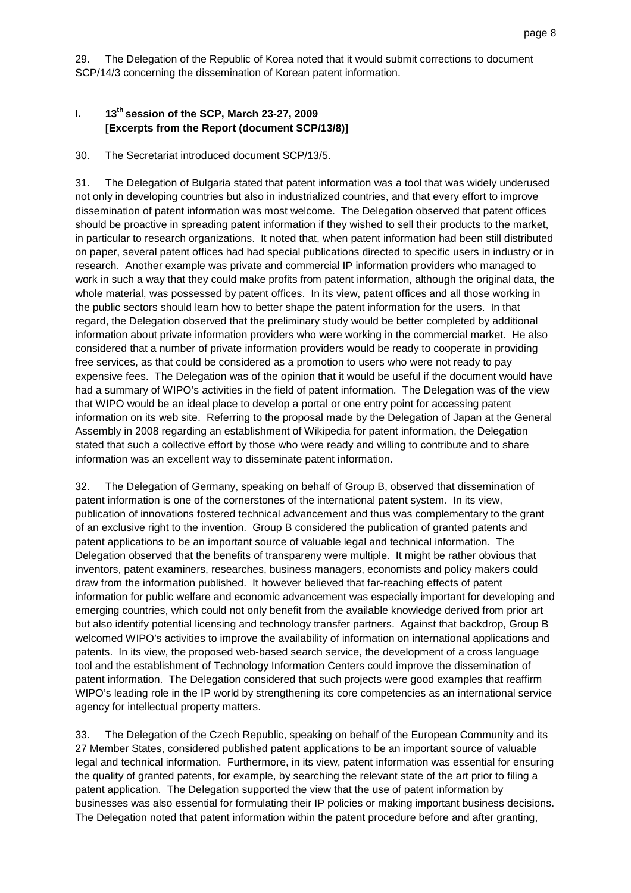29. The Delegation of the Republic of Korea noted that it would submit corrections to document SCP/14/3 concerning the dissemination of Korean patent information.

## I. 13th session of the SCP, March 23-27, 2009 [Excerpts from the Report (document SCP/13/8)]

30. The Secretariat introduced document SCP/13/5.

31. The Delegation of Bulgaria stated that patent information was a tool that was widely underused not only in developing countries but also in industrialized countries, and that every effort to improve dissemination of patent information was most welcome. The Delegation observed that patent offices should be proactive in spreading patent information if they wished to sell their products to the market, in particular to research organizations. It noted that, when patent information had been still distributed on paper, several patent offices had had special publications directed to specific users in industry or in research. Another example was private and commercial IP information providers who managed to work in such a way that they could make profits from patent information, although the original data, the whole material, was possessed by patent offices. In its view, patent offices and all those working in the public sectors should learn how to better shape the patent information for the users. In that regard, the Delegation observed that the preliminary study would be better completed by additional information about private information providers who were working in the commercial market. He also considered that a number of private information providers would be ready to cooperate in providing free services, as that could be considered as a promotion to users who were not ready to pay expensive fees. The Delegation was of the opinion that it would be useful if the document would have had a summary of WIPO's activities in the field of patent information. The Delegation was of the view that WIPO would be an ideal place to develop a portal or one entry point for accessing patent information on its web site. Referring to the proposal made by the Delegation of Japan at the General Assembly in 2008 regarding an establishment of Wikipedia for patent information, the Delegation stated that such a collective effort by those who were ready and willing to contribute and to share information was an excellent way to disseminate patent information.

32. The Delegation of Germany, speaking on behalf of Group B, observed that dissemination of patent information is one of the cornerstones of the international patent system. In its view, publication of innovations fostered technical advancement and thus was complementary to the grant of an exclusive right to the invention. Group B considered the publication of granted patents and patent applications to be an important source of valuable legal and technical information. The Delegation observed that the benefits of transpareny were multiple. It might be rather obvious that inventors, patent examiners, researches, business managers, economists and policy makers could draw from the information published. It however believed that far-reaching effects of patent information for public welfare and economic advancement was especially important for developing and emerging countries, which could not only benefit from the available knowledge derived from prior art but also identify potential licensing and technology transfer partners. Against that backdrop, Group B welcomed WIPO's activities to improve the availability of information on international applications and patents. In its view, the proposed web-based search service, the development of a cross language tool and the establishment of Technology Information Centers could improve the dissemination of patent information. The Delegation considered that such projects were good examples that reaffirm WIPO's leading role in the IP world by strengthening its core competencies as an international service agency for intellectual property matters.

33. The Delegation of the Czech Republic, speaking on behalf of the European Community and its 27 Member States, considered published patent applications to be an important source of valuable legal and technical information. Furthermore, in its view, patent information was essential for ensuring the quality of granted patents, for example, by searching the relevant state of the art prior to filing a patent application. The Delegation supported the view that the use of patent information by businesses was also essential for formulating their IP policies or making important business decisions. The Delegation noted that patent information within the patent procedure before and after granting,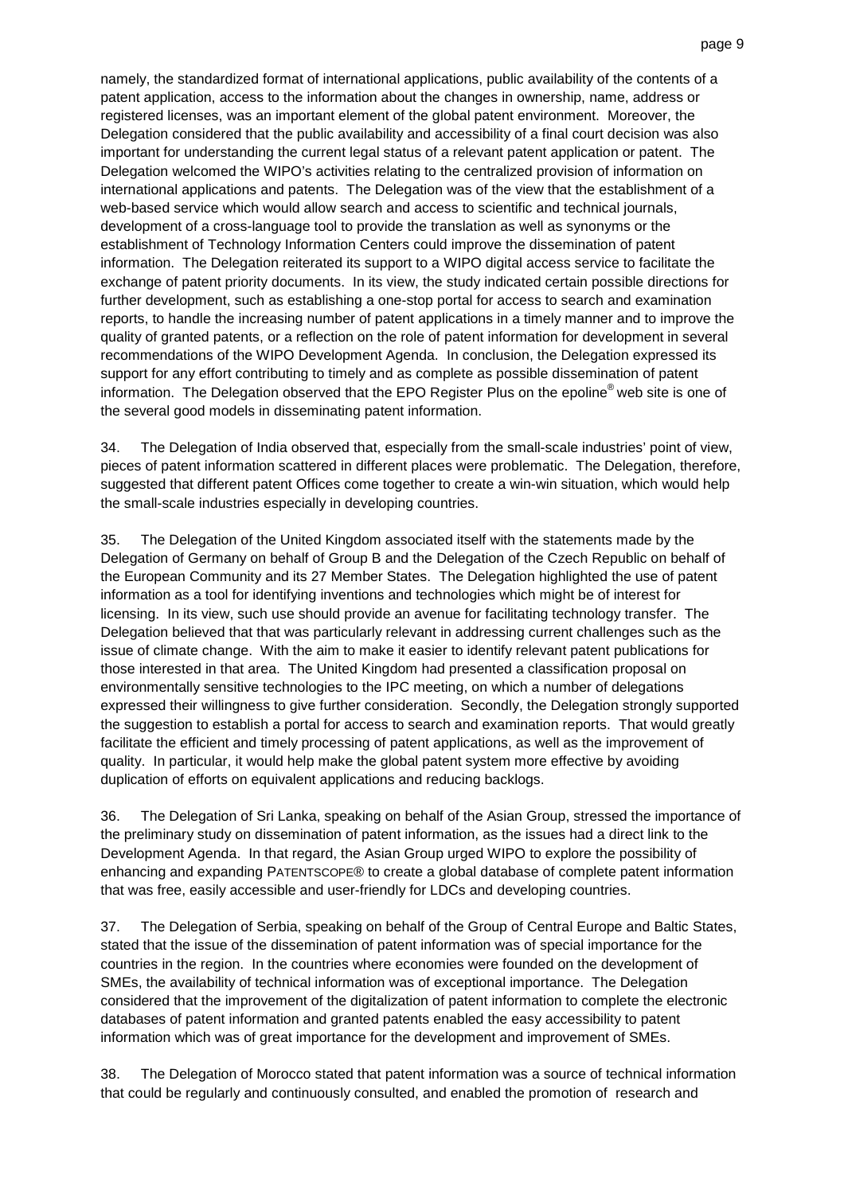namely, the standardized format of international applications, public availability of the contents of a patent application, access to the information about the changes in ownership, name, address or registered licenses, was an important element of the global patent environment. Moreover, the Delegation considered that the public availability and accessibility of a final court decision was also important for understanding the current legal status of a relevant patent application or patent. The Delegation welcomed the WIPO's activities relating to the centralized provision of information on international applications and patents. The Delegation was of the view that the establishment of a web-based service which would allow search and access to scientific and technical journals, development of a cross-language tool to provide the translation as well as synonyms or the establishment of Technology Information Centers could improve the dissemination of patent information. The Delegation reiterated its support to a WIPO digital access service to facilitate the exchange of patent priority documents. In its view, the study indicated certain possible directions for further development, such as establishing a one-stop portal for access to search and examination reports, to handle the increasing number of patent applications in a timely manner and to improve the quality of granted patents, or a reflection on the role of patent information for development in several recommendations of the WIPO Development Agenda. In conclusion, the Delegation expressed its support for any effort contributing to timely and as complete as possible dissemination of patent information. The Delegation observed that the EPO Register Plus on the epoline® web site is one of the several good models in disseminating patent information.

34. The Delegation of India observed that, especially from the small-scale industries' point of view, pieces of patent information scattered in different places were problematic. The Delegation, therefore, suggested that different patent Offices come together to create a win-win situation, which would help the small-scale industries especially in developing countries.

35. The Delegation of the United Kingdom associated itself with the statements made by the Delegation of Germany on behalf of Group B and the Delegation of the Czech Republic on behalf of the European Community and its 27 Member States. The Delegation highlighted the use of patent information as a tool for identifying inventions and technologies which might be of interest for licensing. In its view, such use should provide an avenue for facilitating technology transfer. The Delegation believed that that was particularly relevant in addressing current challenges such as the issue of climate change. With the aim to make it easier to identify relevant patent publications for those interested in that area. The United Kingdom had presented a classification proposal on environmentally sensitive technologies to the IPC meeting, on which a number of delegations expressed their willingness to give further consideration. Secondly, the Delegation strongly supported the suggestion to establish a portal for access to search and examination reports. That would greatly facilitate the efficient and timely processing of patent applications, as well as the improvement of quality. In particular, it would help make the global patent system more effective by avoiding duplication of efforts on equivalent applications and reducing backlogs.

36. The Delegation of Sri Lanka, speaking on behalf of the Asian Group, stressed the importance of the preliminary study on dissemination of patent information, as the issues had a direct link to the Development Agenda. In that regard, the Asian Group urged WIPO to explore the possibility of enhancing and expanding PATENTSCOPE® to create a global database of complete patent information that was free, easily accessible and user-friendly for LDCs and developing countries.

37. The Delegation of Serbia, speaking on behalf of the Group of Central Europe and Baltic States, stated that the issue of the dissemination of patent information was of special importance for the countries in the region. In the countries where economies were founded on the development of SMEs, the availability of technical information was of exceptional importance. The Delegation considered that the improvement of the digitalization of patent information to complete the electronic databases of patent information and granted patents enabled the easy accessibility to patent information which was of great importance for the development and improvement of SMEs.

38. The Delegation of Morocco stated that patent information was a source of technical information that could be regularly and continuously consulted, and enabled the promotion of research and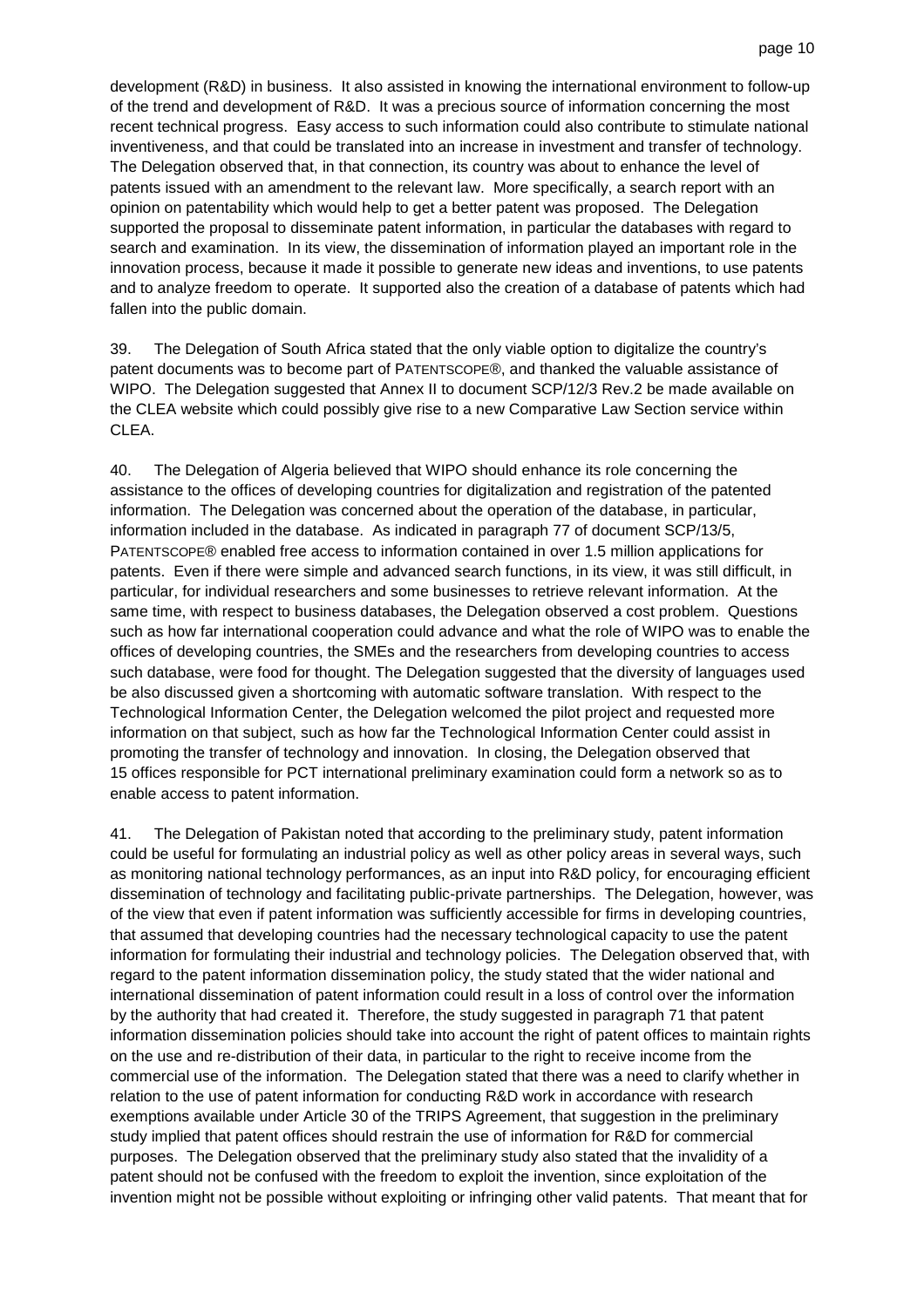development (R&D) in business. It also assisted in knowing the international environment to follow-up of the trend and development of R&D. It was a precious source of information concerning the most recent technical progress. Easy access to such information could also contribute to stimulate national inventiveness, and that could be translated into an increase in investment and transfer of technology. The Delegation observed that, in that connection, its country was about to enhance the level of patents issued with an amendment to the relevant law. More specifically, a search report with an opinion on patentability which would help to get a better patent was proposed. The Delegation supported the proposal to disseminate patent information, in particular the databases with regard to search and examination. In its view, the dissemination of information played an important role in the innovation process, because it made it possible to generate new ideas and inventions, to use patents and to analyze freedom to operate. It supported also the creation of a database of patents which had fallen into the public domain.

39. The Delegation of South Africa stated that the only viable option to digitalize the country's patent documents was to become part of PATENTSCOPE®, and thanked the valuable assistance of WIPO. The Delegation suggested that Annex II to document SCP/12/3 Rev.2 be made available on the CLEA website which could possibly give rise to a new Comparative Law Section service within CLEA.

40. The Delegation of Algeria believed that WIPO should enhance its role concerning the assistance to the offices of developing countries for digitalization and registration of the patented information. The Delegation was concerned about the operation of the database, in particular, information included in the database. As indicated in paragraph 77 of document SCP/13/5, PATENTSCOPE® enabled free access to information contained in over 1.5 million applications for patents. Even if there were simple and advanced search functions, in its view, it was still difficult, in particular, for individual researchers and some businesses to retrieve relevant information. At the same time, with respect to business databases, the Delegation observed a cost problem. Questions such as how far international cooperation could advance and what the role of WIPO was to enable the offices of developing countries, the SMEs and the researchers from developing countries to access such database, were food for thought. The Delegation suggested that the diversity of languages used be also discussed given a shortcoming with automatic software translation. With respect to the Technological Information Center, the Delegation welcomed the pilot project and requested more information on that subject, such as how far the Technological Information Center could assist in promoting the transfer of technology and innovation. In closing, the Delegation observed that 15 offices responsible for PCT international preliminary examination could form a network so as to enable access to patent information.

41. The Delegation of Pakistan noted that according to the preliminary study, patent information could be useful for formulating an industrial policy as well as other policy areas in several ways, such as monitoring national technology performances, as an input into R&D policy, for encouraging efficient dissemination of technology and facilitating public-private partnerships. The Delegation, however, was of the view that even if patent information was sufficiently accessible for firms in developing countries, that assumed that developing countries had the necessary technological capacity to use the patent information for formulating their industrial and technology policies. The Delegation observed that, with regard to the patent information dissemination policy, the study stated that the wider national and international dissemination of patent information could result in a loss of control over the information by the authority that had created it. Therefore, the study suggested in paragraph 71 that patent information dissemination policies should take into account the right of patent offices to maintain rights on the use and re-distribution of their data, in particular to the right to receive income from the commercial use of the information. The Delegation stated that there was a need to clarify whether in relation to the use of patent information for conducting R&D work in accordance with research exemptions available under Article 30 of the TRIPS Agreement, that suggestion in the preliminary study implied that patent offices should restrain the use of information for R&D for commercial purposes. The Delegation observed that the preliminary study also stated that the invalidity of a patent should not be confused with the freedom to exploit the invention, since exploitation of the invention might not be possible without exploiting or infringing other valid patents. That meant that for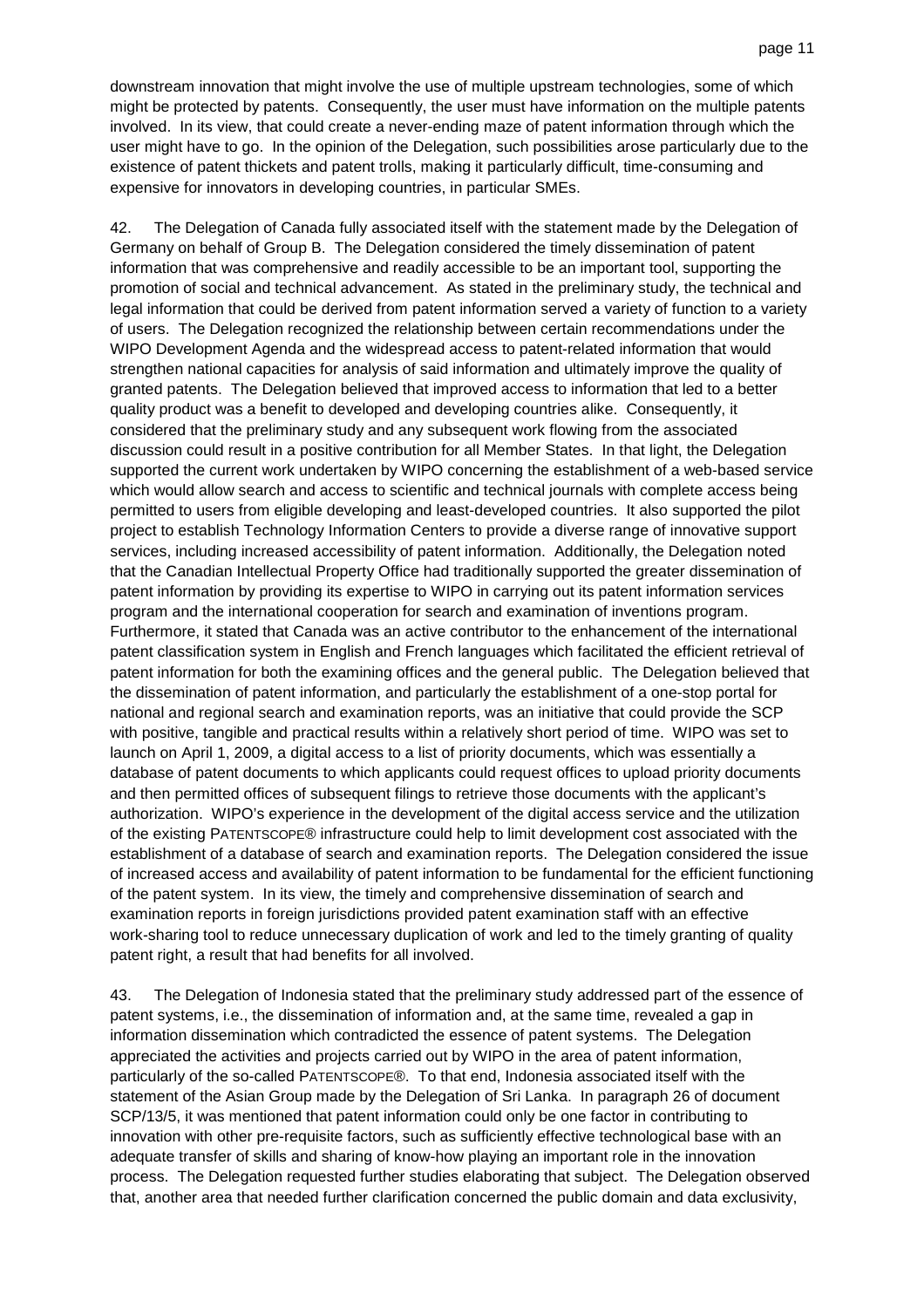downstream innovation that might involve the use of multiple upstream technologies, some of which might be protected by patents. Consequently, the user must have information on the multiple patents involved. In its view, that could create a never-ending maze of patent information through which the user might have to go. In the opinion of the Delegation, such possibilities arose particularly due to the existence of patent thickets and patent trolls, making it particularly difficult, time-consuming and expensive for innovators in developing countries, in particular SMEs.

42. The Delegation of Canada fully associated itself with the statement made by the Delegation of Germany on behalf of Group B. The Delegation considered the timely dissemination of patent information that was comprehensive and readily accessible to be an important tool, supporting the promotion of social and technical advancement. As stated in the preliminary study, the technical and legal information that could be derived from patent information served a variety of function to a variety of users. The Delegation recognized the relationship between certain recommendations under the WIPO Development Agenda and the widespread access to patent-related information that would strengthen national capacities for analysis of said information and ultimately improve the quality of granted patents. The Delegation believed that improved access to information that led to a better quality product was a benefit to developed and developing countries alike. Consequently, it considered that the preliminary study and any subsequent work flowing from the associated discussion could result in a positive contribution for all Member States. In that light, the Delegation supported the current work undertaken by WIPO concerning the establishment of a web-based service which would allow search and access to scientific and technical journals with complete access being permitted to users from eligible developing and least-developed countries. It also supported the pilot project to establish Technology Information Centers to provide a diverse range of innovative support services, including increased accessibility of patent information. Additionally, the Delegation noted that the Canadian Intellectual Property Office had traditionally supported the greater dissemination of patent information by providing its expertise to WIPO in carrying out its patent information services program and the international cooperation for search and examination of inventions program. Furthermore, it stated that Canada was an active contributor to the enhancement of the international patent classification system in English and French languages which facilitated the efficient retrieval of patent information for both the examining offices and the general public. The Delegation believed that the dissemination of patent information, and particularly the establishment of a one-stop portal for national and regional search and examination reports, was an initiative that could provide the SCP with positive, tangible and practical results within a relatively short period of time. WIPO was set to launch on April 1, 2009, a digital access to a list of priority documents, which was essentially a database of patent documents to which applicants could request offices to upload priority documents and then permitted offices of subsequent filings to retrieve those documents with the applicant's authorization. WIPO's experience in the development of the digital access service and the utilization of the existing PATENTSCOPE® infrastructure could help to limit development cost associated with the establishment of a database of search and examination reports. The Delegation considered the issue of increased access and availability of patent information to be fundamental for the efficient functioning of the patent system. In its view, the timely and comprehensive dissemination of search and examination reports in foreign jurisdictions provided patent examination staff with an effective work-sharing tool to reduce unnecessary duplication of work and led to the timely granting of quality patent right, a result that had benefits for all involved.

43. The Delegation of Indonesia stated that the preliminary study addressed part of the essence of patent systems, i.e., the dissemination of information and, at the same time, revealed a gap in information dissemination which contradicted the essence of patent systems. The Delegation appreciated the activities and projects carried out by WIPO in the area of patent information, particularly of the so-called PATENTSCOPE®. To that end, Indonesia associated itself with the statement of the Asian Group made by the Delegation of Sri Lanka. In paragraph 26 of document SCP/13/5, it was mentioned that patent information could only be one factor in contributing to innovation with other pre-requisite factors, such as sufficiently effective technological base with an adequate transfer of skills and sharing of know-how playing an important role in the innovation process. The Delegation requested further studies elaborating that subject. The Delegation observed that, another area that needed further clarification concerned the public domain and data exclusivity,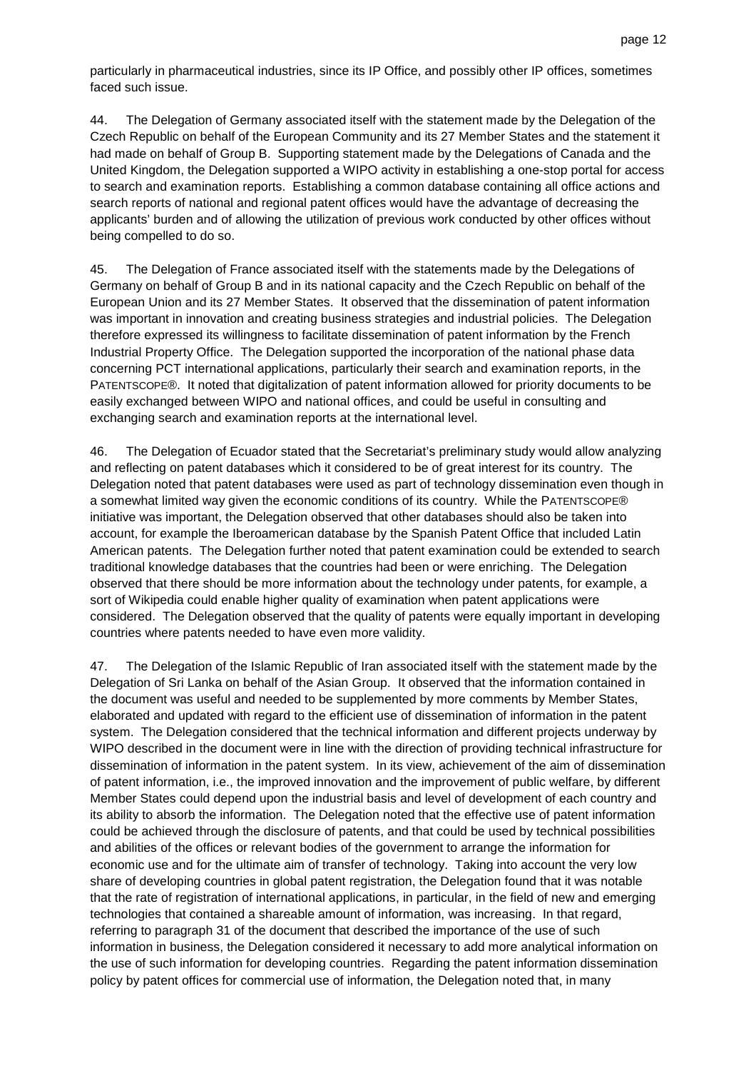particularly in pharmaceutical industries, since its IP Office, and possibly other IP offices, sometimes faced such issue.

44. The Delegation of Germany associated itself with the statement made by the Delegation of the Czech Republic on behalf of the European Community and its 27 Member States and the statement it had made on behalf of Group B. Supporting statement made by the Delegations of Canada and the United Kingdom, the Delegation supported a WIPO activity in establishing a one-stop portal for access to search and examination reports. Establishing a common database containing all office actions and search reports of national and regional patent offices would have the advantage of decreasing the applicants' burden and of allowing the utilization of previous work conducted by other offices without being compelled to do so.

45. The Delegation of France associated itself with the statements made by the Delegations of Germany on behalf of Group B and in its national capacity and the Czech Republic on behalf of the European Union and its 27 Member States. It observed that the dissemination of patent information was important in innovation and creating business strategies and industrial policies. The Delegation therefore expressed its willingness to facilitate dissemination of patent information by the French Industrial Property Office. The Delegation supported the incorporation of the national phase data concerning PCT international applications, particularly their search and examination reports, in the PATENTSCOPE®. It noted that digitalization of patent information allowed for priority documents to be easily exchanged between WIPO and national offices, and could be useful in consulting and exchanging search and examination reports at the international level.

46. The Delegation of Ecuador stated that the Secretariat's preliminary study would allow analyzing and reflecting on patent databases which it considered to be of great interest for its country. The Delegation noted that patent databases were used as part of technology dissemination even though in a somewhat limited way given the economic conditions of its country. While the PATENTSCOPE® initiative was important, the Delegation observed that other databases should also be taken into account, for example the Iberoamerican database by the Spanish Patent Office that included Latin American patents. The Delegation further noted that patent examination could be extended to search traditional knowledge databases that the countries had been or were enriching. The Delegation observed that there should be more information about the technology under patents, for example, a sort of Wikipedia could enable higher quality of examination when patent applications were considered. The Delegation observed that the quality of patents were equally important in developing countries where patents needed to have even more validity.

47. The Delegation of the Islamic Republic of Iran associated itself with the statement made by the Delegation of Sri Lanka on behalf of the Asian Group. It observed that the information contained in the document was useful and needed to be supplemented by more comments by Member States, elaborated and updated with regard to the efficient use of dissemination of information in the patent system. The Delegation considered that the technical information and different projects underway by WIPO described in the document were in line with the direction of providing technical infrastructure for dissemination of information in the patent system. In its view, achievement of the aim of dissemination of patent information, i.e., the improved innovation and the improvement of public welfare, by different Member States could depend upon the industrial basis and level of development of each country and its ability to absorb the information. The Delegation noted that the effective use of patent information could be achieved through the disclosure of patents, and that could be used by technical possibilities and abilities of the offices or relevant bodies of the government to arrange the information for economic use and for the ultimate aim of transfer of technology. Taking into account the very low share of developing countries in global patent registration, the Delegation found that it was notable that the rate of registration of international applications, in particular, in the field of new and emerging technologies that contained a shareable amount of information, was increasing. In that regard, referring to paragraph 31 of the document that described the importance of the use of such information in business, the Delegation considered it necessary to add more analytical information on the use of such information for developing countries. Regarding the patent information dissemination policy by patent offices for commercial use of information, the Delegation noted that, in many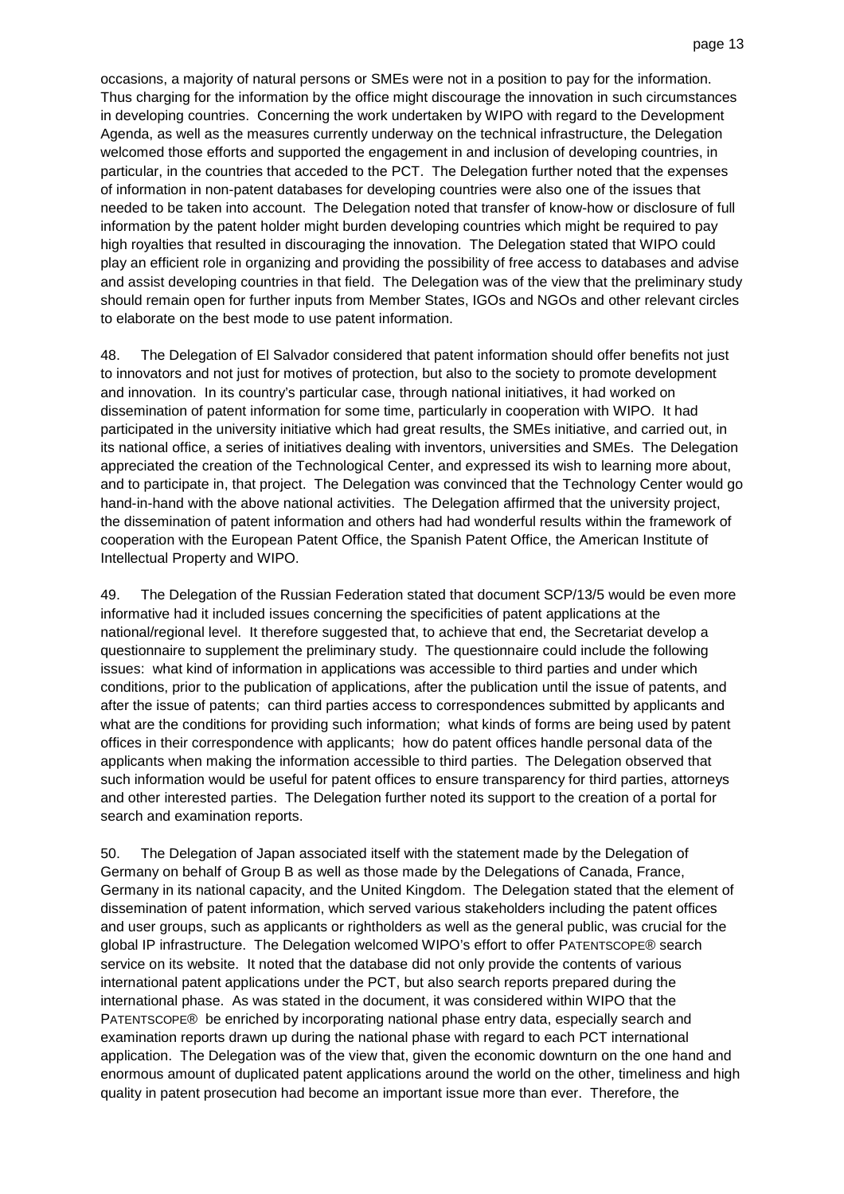occasions, a majority of natural persons or SMEs were not in a position to pay for the information. Thus charging for the information by the office might discourage the innovation in such circumstances in developing countries. Concerning the work undertaken by WIPO with regard to the Development Agenda, as well as the measures currently underway on the technical infrastructure, the Delegation welcomed those efforts and supported the engagement in and inclusion of developing countries, in particular, in the countries that acceded to the PCT. The Delegation further noted that the expenses of information in non-patent databases for developing countries were also one of the issues that needed to be taken into account. The Delegation noted that transfer of know-how or disclosure of full information by the patent holder might burden developing countries which might be required to pay high royalties that resulted in discouraging the innovation. The Delegation stated that WIPO could play an efficient role in organizing and providing the possibility of free access to databases and advise and assist developing countries in that field. The Delegation was of the view that the preliminary study should remain open for further inputs from Member States, IGOs and NGOs and other relevant circles to elaborate on the best mode to use patent information.

48. The Delegation of El Salvador considered that patent information should offer benefits not just to innovators and not just for motives of protection, but also to the society to promote development and innovation. In its country's particular case, through national initiatives, it had worked on dissemination of patent information for some time, particularly in cooperation with WIPO. It had participated in the university initiative which had great results, the SMEs initiative, and carried out, in its national office, a series of initiatives dealing with inventors, universities and SMEs. The Delegation appreciated the creation of the Technological Center, and expressed its wish to learning more about, and to participate in, that project. The Delegation was convinced that the Technology Center would go hand-in-hand with the above national activities. The Delegation affirmed that the university project, the dissemination of patent information and others had had wonderful results within the framework of cooperation with the European Patent Office, the Spanish Patent Office, the American Institute of Intellectual Property and WIPO.

49. The Delegation of the Russian Federation stated that document SCP/13/5 would be even more informative had it included issues concerning the specificities of patent applications at the national/regional level. It therefore suggested that, to achieve that end, the Secretariat develop a questionnaire to supplement the preliminary study. The questionnaire could include the following issues: what kind of information in applications was accessible to third parties and under which conditions, prior to the publication of applications, after the publication until the issue of patents, and after the issue of patents; can third parties access to correspondences submitted by applicants and what are the conditions for providing such information; what kinds of forms are being used by patent offices in their correspondence with applicants; how do patent offices handle personal data of the applicants when making the information accessible to third parties. The Delegation observed that such information would be useful for patent offices to ensure transparency for third parties, attorneys and other interested parties. The Delegation further noted its support to the creation of a portal for search and examination reports.

50. The Delegation of Japan associated itself with the statement made by the Delegation of Germany on behalf of Group B as well as those made by the Delegations of Canada, France, Germany in its national capacity, and the United Kingdom. The Delegation stated that the element of dissemination of patent information, which served various stakeholders including the patent offices and user groups, such as applicants or rightholders as well as the general public, was crucial for the global IP infrastructure. The Delegation welcomed WIPO's effort to offer PATENTSCOPE® search service on its website. It noted that the database did not only provide the contents of various international patent applications under the PCT, but also search reports prepared during the international phase. As was stated in the document, it was considered within WIPO that the PATENTSCOPE® be enriched by incorporating national phase entry data, especially search and examination reports drawn up during the national phase with regard to each PCT international application. The Delegation was of the view that, given the economic downturn on the one hand and enormous amount of duplicated patent applications around the world on the other, timeliness and high quality in patent prosecution had become an important issue more than ever. Therefore, the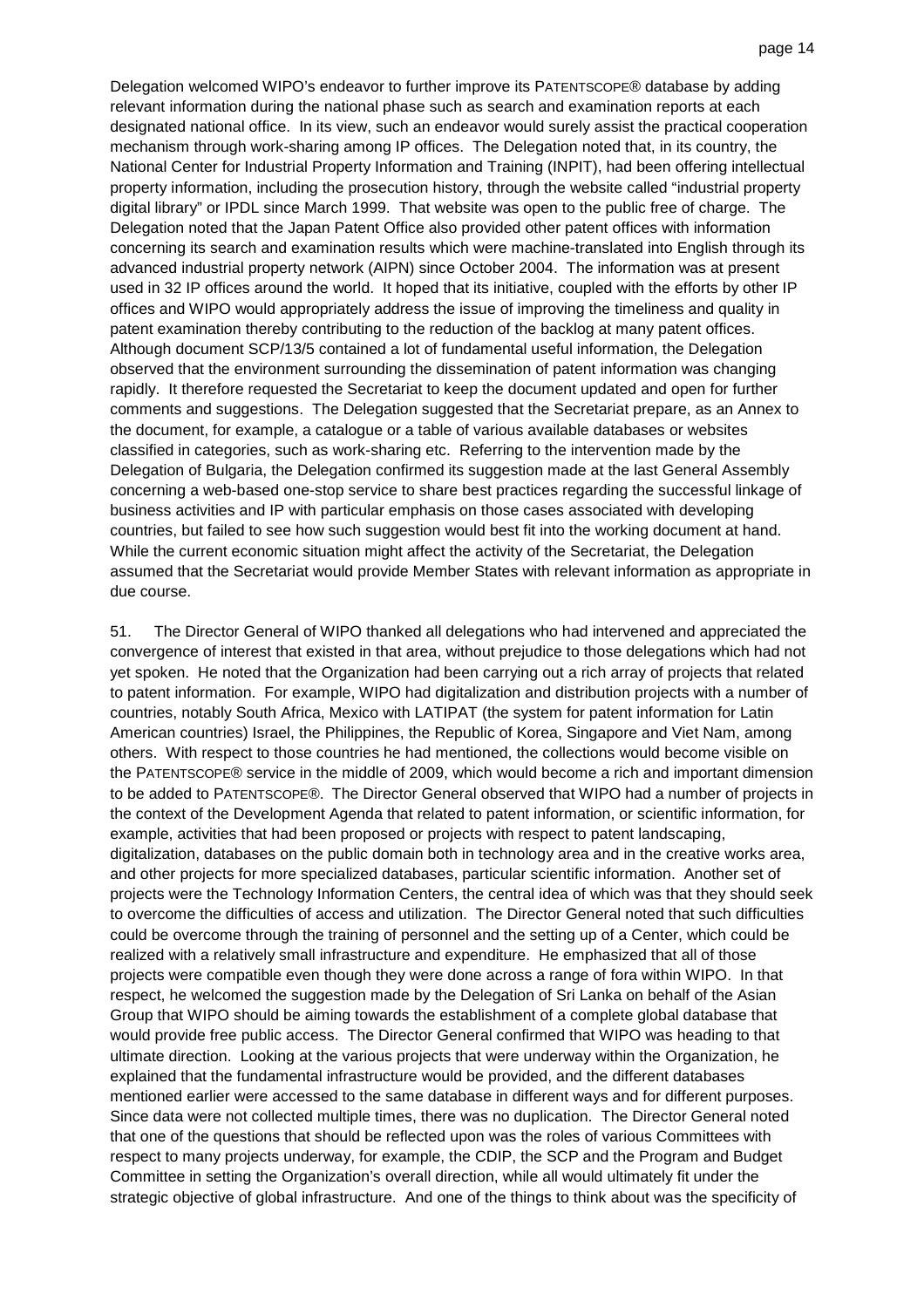Delegation welcomed WIPO's endeavor to further improve its PATENTSCOPE® database by adding relevant information during the national phase such as search and examination reports at each designated national office. In its view, such an endeavor would surely assist the practical cooperation mechanism through work-sharing among IP offices. The Delegation noted that, in its country, the National Center for Industrial Property Information and Training (INPIT), had been offering intellectual property information, including the prosecution history, through the website called "industrial property digital library" or IPDL since March 1999. That website was open to the public free of charge. The Delegation noted that the Japan Patent Office also provided other patent offices with information concerning its search and examination results which were machine-translated into English through its advanced industrial property network (AIPN) since October 2004. The information was at present used in 32 IP offices around the world. It hoped that its initiative, coupled with the efforts by other IP offices and WIPO would appropriately address the issue of improving the timeliness and quality in patent examination thereby contributing to the reduction of the backlog at many patent offices. Although document SCP/13/5 contained a lot of fundamental useful information, the Delegation observed that the environment surrounding the dissemination of patent information was changing rapidly. It therefore requested the Secretariat to keep the document updated and open for further comments and suggestions. The Delegation suggested that the Secretariat prepare, as an Annex to the document, for example, a catalogue or a table of various available databases or websites classified in categories, such as work-sharing etc. Referring to the intervention made by the Delegation of Bulgaria, the Delegation confirmed its suggestion made at the last General Assembly concerning a web-based one-stop service to share best practices regarding the successful linkage of business activities and IP with particular emphasis on those cases associated with developing countries, but failed to see how such suggestion would best fit into the working document at hand. While the current economic situation might affect the activity of the Secretariat, the Delegation assumed that the Secretariat would provide Member States with relevant information as appropriate in due course.

51. The Director General of WIPO thanked all delegations who had intervened and appreciated the convergence of interest that existed in that area, without prejudice to those delegations which had not yet spoken. He noted that the Organization had been carrying out a rich array of projects that related to patent information. For example, WIPO had digitalization and distribution projects with a number of countries, notably South Africa, Mexico with LATIPAT (the system for patent information for Latin American countries) Israel, the Philippines, the Republic of Korea, Singapore and Viet Nam, among others. With respect to those countries he had mentioned, the collections would become visible on the PATENTSCOPE® service in the middle of 2009, which would become a rich and important dimension to be added to PATENTSCOPE®. The Director General observed that WIPO had a number of projects in the context of the Development Agenda that related to patent information, or scientific information, for example, activities that had been proposed or projects with respect to patent landscaping, digitalization, databases on the public domain both in technology area and in the creative works area, and other projects for more specialized databases, particular scientific information. Another set of projects were the Technology Information Centers, the central idea of which was that they should seek to overcome the difficulties of access and utilization. The Director General noted that such difficulties could be overcome through the training of personnel and the setting up of a Center, which could be realized with a relatively small infrastructure and expenditure. He emphasized that all of those projects were compatible even though they were done across a range of fora within WIPO. In that respect, he welcomed the suggestion made by the Delegation of Sri Lanka on behalf of the Asian Group that WIPO should be aiming towards the establishment of a complete global database that would provide free public access. The Director General confirmed that WIPO was heading to that ultimate direction. Looking at the various projects that were underway within the Organization, he explained that the fundamental infrastructure would be provided, and the different databases mentioned earlier were accessed to the same database in different ways and for different purposes. Since data were not collected multiple times, there was no duplication. The Director General noted that one of the questions that should be reflected upon was the roles of various Committees with respect to many projects underway, for example, the CDIP, the SCP and the Program and Budget Committee in setting the Organization's overall direction, while all would ultimately fit under the strategic objective of global infrastructure. And one of the things to think about was the specificity of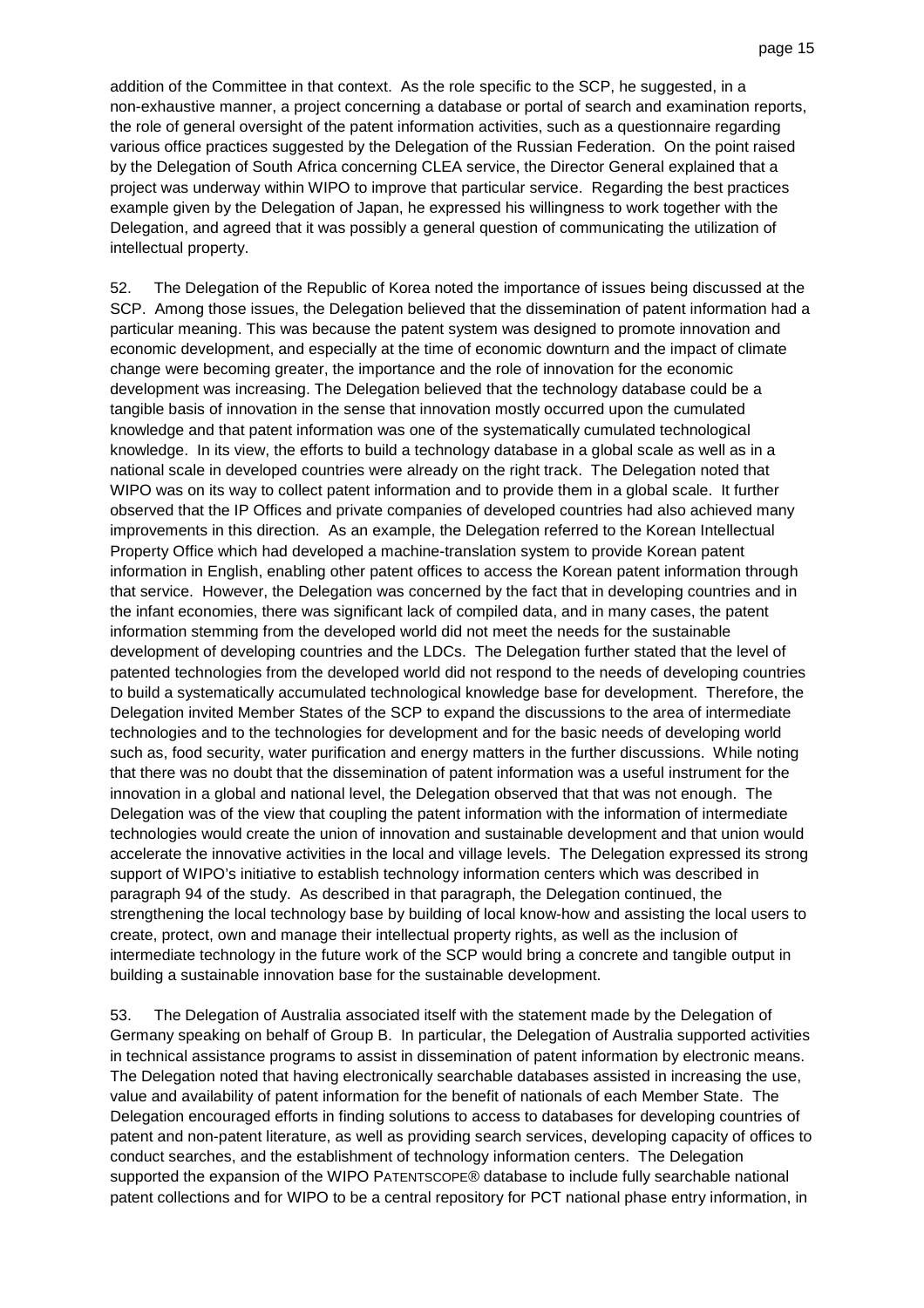addition of the Committee in that context. As the role specific to the SCP, he suggested, in a non-exhaustive manner, a project concerning a database or portal of search and examination reports, the role of general oversight of the patent information activities, such as a questionnaire regarding various office practices suggested by the Delegation of the Russian Federation. On the point raised by the Delegation of South Africa concerning CLEA service, the Director General explained that a project was underway within WIPO to improve that particular service. Regarding the best practices example given by the Delegation of Japan, he expressed his willingness to work together with the Delegation, and agreed that it was possibly a general question of communicating the utilization of intellectual property.

52. The Delegation of the Republic of Korea noted the importance of issues being discussed at the SCP. Among those issues, the Delegation believed that the dissemination of patent information had a particular meaning. This was because the patent system was designed to promote innovation and economic development, and especially at the time of economic downturn and the impact of climate change were becoming greater, the importance and the role of innovation for the economic development was increasing. The Delegation believed that the technology database could be a tangible basis of innovation in the sense that innovation mostly occurred upon the cumulated knowledge and that patent information was one of the systematically cumulated technological knowledge. In its view, the efforts to build a technology database in a global scale as well as in a national scale in developed countries were already on the right track. The Delegation noted that WIPO was on its way to collect patent information and to provide them in a global scale. It further observed that the IP Offices and private companies of developed countries had also achieved many improvements in this direction. As an example, the Delegation referred to the Korean Intellectual Property Office which had developed a machine-translation system to provide Korean patent information in English, enabling other patent offices to access the Korean patent information through that service. However, the Delegation was concerned by the fact that in developing countries and in the infant economies, there was significant lack of compiled data, and in many cases, the patent information stemming from the developed world did not meet the needs for the sustainable development of developing countries and the LDCs. The Delegation further stated that the level of patented technologies from the developed world did not respond to the needs of developing countries to build a systematically accumulated technological knowledge base for development. Therefore, the Delegation invited Member States of the SCP to expand the discussions to the area of intermediate technologies and to the technologies for development and for the basic needs of developing world such as, food security, water purification and energy matters in the further discussions. While noting that there was no doubt that the dissemination of patent information was a useful instrument for the innovation in a global and national level, the Delegation observed that that was not enough. The Delegation was of the view that coupling the patent information with the information of intermediate technologies would create the union of innovation and sustainable development and that union would accelerate the innovative activities in the local and village levels. The Delegation expressed its strong support of WIPO's initiative to establish technology information centers which was described in paragraph 94 of the study. As described in that paragraph, the Delegation continued, the strengthening the local technology base by building of local know-how and assisting the local users to create, protect, own and manage their intellectual property rights, as well as the inclusion of intermediate technology in the future work of the SCP would bring a concrete and tangible output in building a sustainable innovation base for the sustainable development.

53. The Delegation of Australia associated itself with the statement made by the Delegation of Germany speaking on behalf of Group B. In particular, the Delegation of Australia supported activities in technical assistance programs to assist in dissemination of patent information by electronic means. The Delegation noted that having electronically searchable databases assisted in increasing the use, value and availability of patent information for the benefit of nationals of each Member State. The Delegation encouraged efforts in finding solutions to access to databases for developing countries of patent and non-patent literature, as well as providing search services, developing capacity of offices to conduct searches, and the establishment of technology information centers. The Delegation supported the expansion of the WIPO PATENTSCOPE® database to include fully searchable national patent collections and for WIPO to be a central repository for PCT national phase entry information, in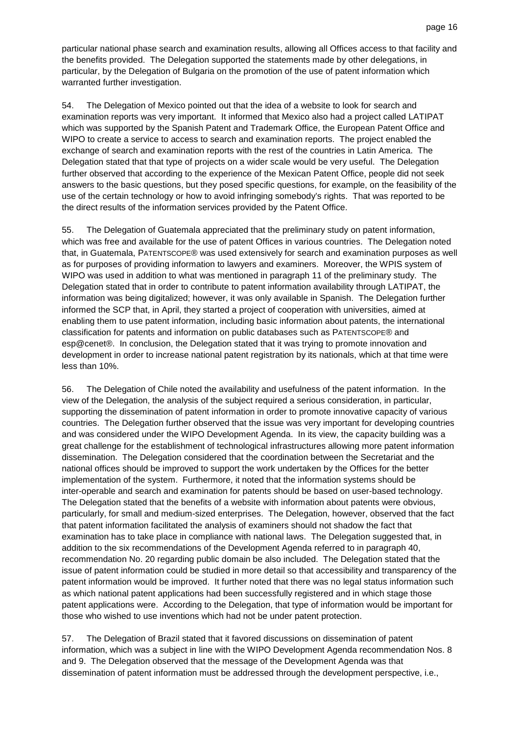particular national phase search and examination results, allowing all Offices access to that facility and the benefits provided. The Delegation supported the statements made by other delegations, in particular, by the Delegation of Bulgaria on the promotion of the use of patent information which warranted further investigation.

54. The Delegation of Mexico pointed out that the idea of a website to look for search and examination reports was very important. It informed that Mexico also had a project called LATIPAT which was supported by the Spanish Patent and Trademark Office, the European Patent Office and WIPO to create a service to access to search and examination reports. The project enabled the exchange of search and examination reports with the rest of the countries in Latin America. The Delegation stated that that type of projects on a wider scale would be very useful. The Delegation further observed that according to the experience of the Mexican Patent Office, people did not seek answers to the basic questions, but they posed specific questions, for example, on the feasibility of the use of the certain technology or how to avoid infringing somebody's rights. That was reported to be the direct results of the information services provided by the Patent Office.

55. The Delegation of Guatemala appreciated that the preliminary study on patent information, which was free and available for the use of patent Offices in various countries. The Delegation noted that, in Guatemala, PATENTSCOPE® was used extensively for search and examination purposes as well as for purposes of providing information to lawyers and examiners. Moreover, the WPIS system of WIPO was used in addition to what was mentioned in paragraph 11 of the preliminary study. The Delegation stated that in order to contribute to patent information availability through LATIPAT, the information was being digitalized; however, it was only available in Spanish. The Delegation further informed the SCP that, in April, they started a project of cooperation with universities, aimed at enabling them to use patent information, including basic information about patents, the international classification for patents and information on public databases such as PATENTSCOPE® and esp@cenet®. In conclusion, the Delegation stated that it was trying to promote innovation and development in order to increase national patent registration by its nationals, which at that time were less than 10%.

56. The Delegation of Chile noted the availability and usefulness of the patent information. In the view of the Delegation, the analysis of the subject required a serious consideration, in particular, supporting the dissemination of patent information in order to promote innovative capacity of various countries. The Delegation further observed that the issue was very important for developing countries and was considered under the WIPO Development Agenda. In its view, the capacity building was a great challenge for the establishment of technological infrastructures allowing more patent information dissemination. The Delegation considered that the coordination between the Secretariat and the national offices should be improved to support the work undertaken by the Offices for the better implementation of the system. Furthermore, it noted that the information systems should be inter-operable and search and examination for patents should be based on user-based technology. The Delegation stated that the benefits of a website with information about patents were obvious, particularly, for small and medium-sized enterprises. The Delegation, however, observed that the fact that patent information facilitated the analysis of examiners should not shadow the fact that examination has to take place in compliance with national laws. The Delegation suggested that, in addition to the six recommendations of the Development Agenda referred to in paragraph 40, recommendation No. 20 regarding public domain be also included. The Delegation stated that the issue of patent information could be studied in more detail so that accessibility and transparency of the patent information would be improved. It further noted that there was no legal status information such as which national patent applications had been successfully registered and in which stage those patent applications were. According to the Delegation, that type of information would be important for those who wished to use inventions which had not be under patent protection.

57. The Delegation of Brazil stated that it favored discussions on dissemination of patent information, which was a subject in line with the WIPO Development Agenda recommendation Nos. 8 and 9. The Delegation observed that the message of the Development Agenda was that dissemination of patent information must be addressed through the development perspective, i.e.,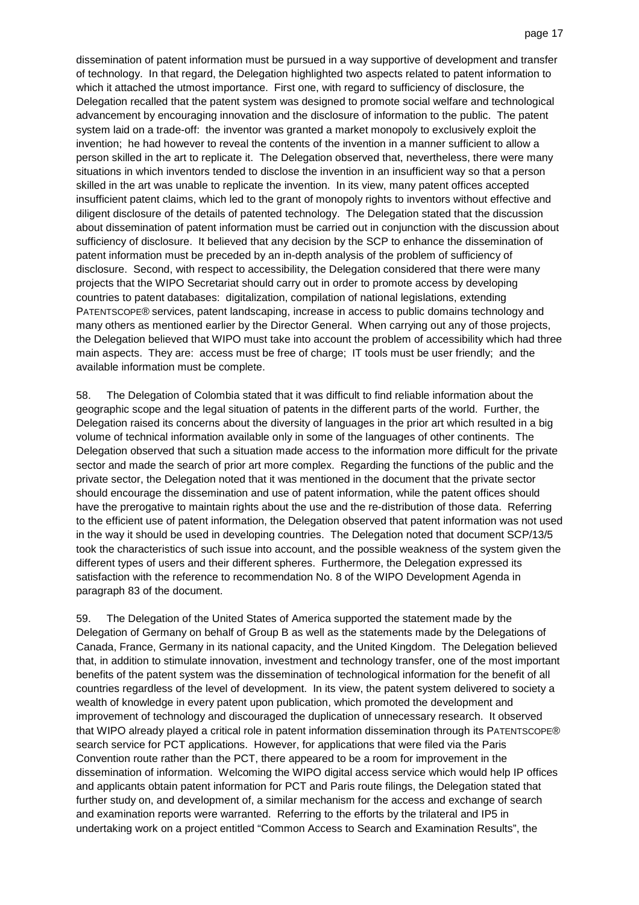dissemination of patent information must be pursued in a way supportive of development and transfer of technology. In that regard, the Delegation highlighted two aspects related to patent information to which it attached the utmost importance. First one, with regard to sufficiency of disclosure, the Delegation recalled that the patent system was designed to promote social welfare and technological advancement by encouraging innovation and the disclosure of information to the public. The patent system laid on a trade-off: the inventor was granted a market monopoly to exclusively exploit the invention; he had however to reveal the contents of the invention in a manner sufficient to allow a person skilled in the art to replicate it. The Delegation observed that, nevertheless, there were many situations in which inventors tended to disclose the invention in an insufficient way so that a person skilled in the art was unable to replicate the invention. In its view, many patent offices accepted insufficient patent claims, which led to the grant of monopoly rights to inventors without effective and diligent disclosure of the details of patented technology. The Delegation stated that the discussion about dissemination of patent information must be carried out in conjunction with the discussion about sufficiency of disclosure. It believed that any decision by the SCP to enhance the dissemination of patent information must be preceded by an in-depth analysis of the problem of sufficiency of disclosure. Second, with respect to accessibility, the Delegation considered that there were many projects that the WIPO Secretariat should carry out in order to promote access by developing countries to patent databases: digitalization, compilation of national legislations, extending PATENTSCOPE® services, patent landscaping, increase in access to public domains technology and many others as mentioned earlier by the Director General. When carrying out any of those projects, the Delegation believed that WIPO must take into account the problem of accessibility which had three main aspects. They are: access must be free of charge; IT tools must be user friendly; and the available information must be complete.

58. The Delegation of Colombia stated that it was difficult to find reliable information about the geographic scope and the legal situation of patents in the different parts of the world. Further, the Delegation raised its concerns about the diversity of languages in the prior art which resulted in a big volume of technical information available only in some of the languages of other continents. The Delegation observed that such a situation made access to the information more difficult for the private sector and made the search of prior art more complex. Regarding the functions of the public and the private sector, the Delegation noted that it was mentioned in the document that the private sector should encourage the dissemination and use of patent information, while the patent offices should have the prerogative to maintain rights about the use and the re-distribution of those data. Referring to the efficient use of patent information, the Delegation observed that patent information was not used in the way it should be used in developing countries. The Delegation noted that document SCP/13/5 took the characteristics of such issue into account, and the possible weakness of the system given the different types of users and their different spheres. Furthermore, the Delegation expressed its satisfaction with the reference to recommendation No. 8 of the WIPO Development Agenda in paragraph 83 of the document.

59. The Delegation of the United States of America supported the statement made by the Delegation of Germany on behalf of Group B as well as the statements made by the Delegations of Canada, France, Germany in its national capacity, and the United Kingdom. The Delegation believed that, in addition to stimulate innovation, investment and technology transfer, one of the most important benefits of the patent system was the dissemination of technological information for the benefit of all countries regardless of the level of development. In its view, the patent system delivered to society a wealth of knowledge in every patent upon publication, which promoted the development and improvement of technology and discouraged the duplication of unnecessary research. It observed that WIPO already played a critical role in patent information dissemination through its PATENTSCOPE® search service for PCT applications. However, for applications that were filed via the Paris Convention route rather than the PCT, there appeared to be a room for improvement in the dissemination of information. Welcoming the WIPO digital access service which would help IP offices and applicants obtain patent information for PCT and Paris route filings, the Delegation stated that further study on, and development of, a similar mechanism for the access and exchange of search and examination reports were warranted. Referring to the efforts by the trilateral and IP5 in undertaking work on a project entitled "Common Access to Search and Examination Results", the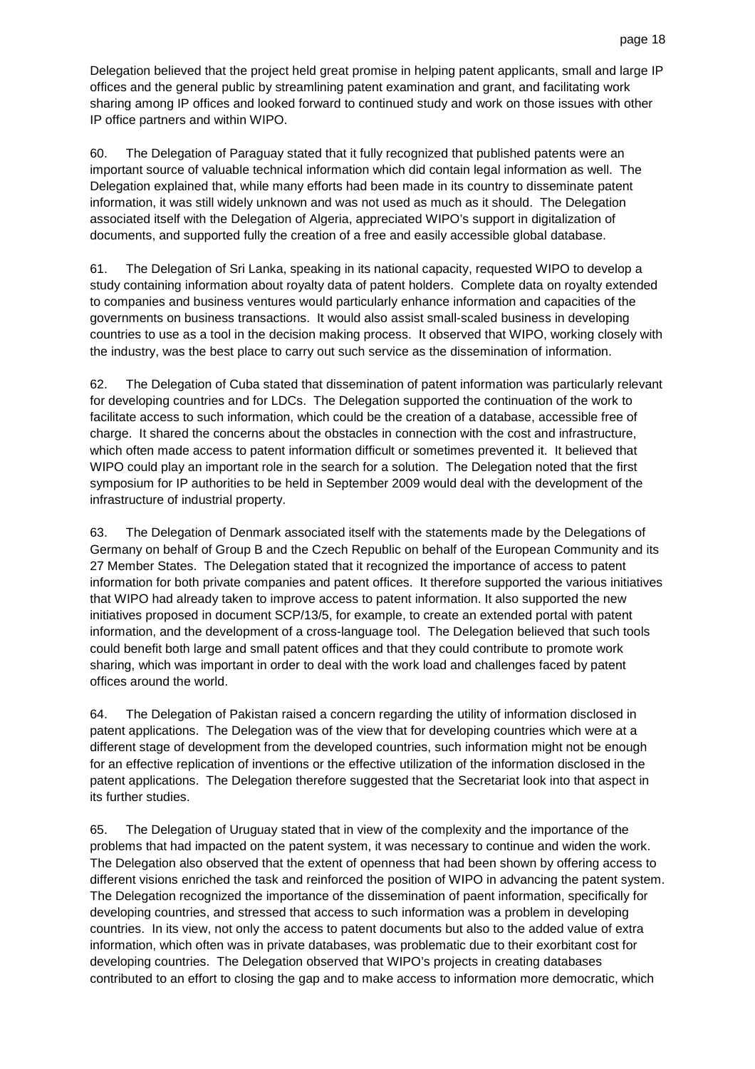Delegation believed that the project held great promise in helping patent applicants, small and large IP offices and the general public by streamlining patent examination and grant, and facilitating work sharing among IP offices and looked forward to continued study and work on those issues with other IP office partners and within WIPO.

60. The Delegation of Paraguay stated that it fully recognized that published patents were an important source of valuable technical information which did contain legal information as well. The Delegation explained that, while many efforts had been made in its country to disseminate patent information, it was still widely unknown and was not used as much as it should. The Delegation associated itself with the Delegation of Algeria, appreciated WIPO's support in digitalization of documents, and supported fully the creation of a free and easily accessible global database.

61. The Delegation of Sri Lanka, speaking in its national capacity, requested WIPO to develop a study containing information about royalty data of patent holders. Complete data on royalty extended to companies and business ventures would particularly enhance information and capacities of the governments on business transactions. It would also assist small-scaled business in developing countries to use as a tool in the decision making process. It observed that WIPO, working closely with the industry, was the best place to carry out such service as the dissemination of information.

62. The Delegation of Cuba stated that dissemination of patent information was particularly relevant for developing countries and for LDCs. The Delegation supported the continuation of the work to facilitate access to such information, which could be the creation of a database, accessible free of charge. It shared the concerns about the obstacles in connection with the cost and infrastructure, which often made access to patent information difficult or sometimes prevented it. It believed that WIPO could play an important role in the search for a solution. The Delegation noted that the first symposium for IP authorities to be held in September 2009 would deal with the development of the infrastructure of industrial property.

63. The Delegation of Denmark associated itself with the statements made by the Delegations of Germany on behalf of Group B and the Czech Republic on behalf of the European Community and its 27 Member States. The Delegation stated that it recognized the importance of access to patent information for both private companies and patent offices. It therefore supported the various initiatives that WIPO had already taken to improve access to patent information. It also supported the new initiatives proposed in document SCP/13/5, for example, to create an extended portal with patent information, and the development of a cross-language tool. The Delegation believed that such tools could benefit both large and small patent offices and that they could contribute to promote work sharing, which was important in order to deal with the work load and challenges faced by patent offices around the world.

64. The Delegation of Pakistan raised a concern regarding the utility of information disclosed in patent applications. The Delegation was of the view that for developing countries which were at a different stage of development from the developed countries, such information might not be enough for an effective replication of inventions or the effective utilization of the information disclosed in the patent applications. The Delegation therefore suggested that the Secretariat look into that aspect in its further studies.

65. The Delegation of Uruguay stated that in view of the complexity and the importance of the problems that had impacted on the patent system, it was necessary to continue and widen the work. The Delegation also observed that the extent of openness that had been shown by offering access to different visions enriched the task and reinforced the position of WIPO in advancing the patent system. The Delegation recognized the importance of the dissemination of paent information, specifically for developing countries, and stressed that access to such information was a problem in developing countries. In its view, not only the access to patent documents but also to the added value of extra information, which often was in private databases, was problematic due to their exorbitant cost for developing countries. The Delegation observed that WIPO's projects in creating databases contributed to an effort to closing the gap and to make access to information more democratic, which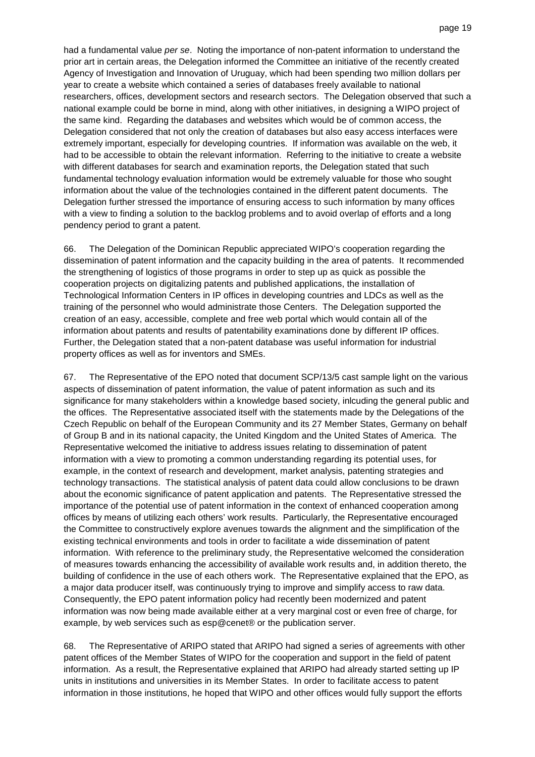had a fundamental value *per se*. Noting the importance of non-patent information to understand the prior art in certain areas, the Delegation informed the Committee an initiative of the recently created Agency of Investigation and Innovation of Uruguay, which had been spending two million dollars per year to create a website which contained a series of databases freely available to national researchers, offices, development sectors and research sectors. The Delegation observed that such a national example could be borne in mind, along with other initiatives, in designing a WIPO project of the same kind. Regarding the databases and websites which would be of common access, the Delegation considered that not only the creation of databases but also easy access interfaces were extremely important, especially for developing countries. If information was available on the web, it had to be accessible to obtain the relevant information. Referring to the initiative to create a website with different databases for search and examination reports, the Delegation stated that such fundamental technology evaluation information would be extremely valuable for those who sought information about the value of the technologies contained in the different patent documents. The Delegation further stressed the importance of ensuring access to such information by many offices with a view to finding a solution to the backlog problems and to avoid overlap of efforts and a long pendency period to grant a patent.

66. The Delegation of the Dominican Republic appreciated WIPO's cooperation regarding the dissemination of patent information and the capacity building in the area of patents. It recommended the strengthening of logistics of those programs in order to step up as quick as possible the cooperation projects on digitalizing patents and published applications, the installation of Technological Information Centers in IP offices in developing countries and LDCs as well as the training of the personnel who would administrate those Centers. The Delegation supported the creation of an easy, accessible, complete and free web portal which would contain all of the information about patents and results of patentability examinations done by different IP offices. Further, the Delegation stated that a non-patent database was useful information for industrial property offices as well as for inventors and SMEs.

67. The Representative of the EPO noted that document SCP/13/5 cast sample light on the various aspects of dissemination of patent information, the value of patent information as such and its significance for many stakeholders within a knowledge based society, inlcuding the general public and the offices. The Representative associated itself with the statements made by the Delegations of the Czech Republic on behalf of the European Community and its 27 Member States, Germany on behalf of Group B and in its national capacity, the United Kingdom and the United States of America. The Representative welcomed the initiative to address issues relating to dissemination of patent information with a view to promoting a common understanding regarding its potential uses, for example, in the context of research and development, market analysis, patenting strategies and technology transactions. The statistical analysis of patent data could allow conclusions to be drawn about the economic significance of patent application and patents. The Representative stressed the importance of the potential use of patent information in the context of enhanced cooperation among offices by means of utilizing each others' work results. Particularly, the Representative encouraged the Committee to constructively explore avenues towards the alignment and the simplification of the existing technical environments and tools in order to facilitate a wide dissemination of patent information. With reference to the preliminary study, the Representative welcomed the consideration of measures towards enhancing the accessibility of available work results and, in addition thereto, the building of confidence in the use of each others work. The Representative explained that the EPO, as a major data producer itself, was continuously trying to improve and simplify access to raw data. Consequently, the EPO patent information policy had recently been modernized and patent information was now being made available either at a very marginal cost or even free of charge, for example, by web services such as esp@cenet® or the publication server.

68. The Representative of ARIPO stated that ARIPO had signed a series of agreements with other patent offices of the Member States of WIPO for the cooperation and support in the field of patent information. As a result, the Representative explained that ARIPO had already started setting up IP units in institutions and universities in its Member States. In order to facilitate access to patent information in those institutions, he hoped that WIPO and other offices would fully support the efforts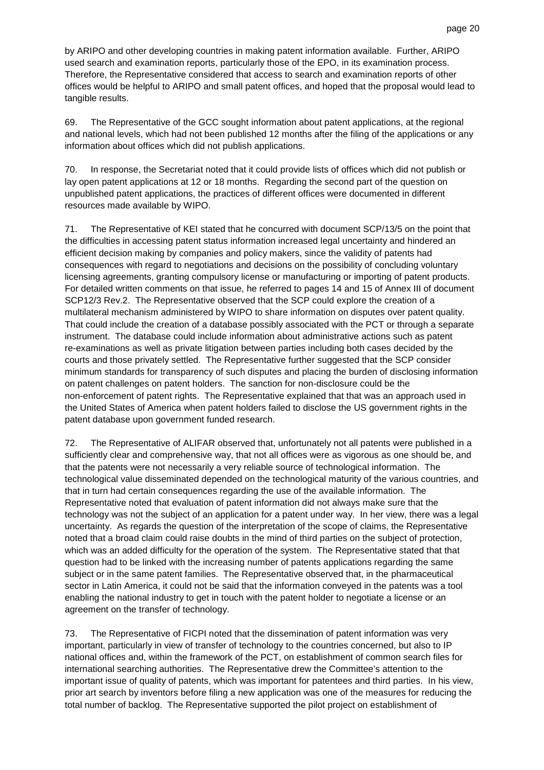by ARIPO and other developing countries in making patent information available. Further, ARIPO used search and examination reports, particularly those of the EPO, in its examination process. Therefore, the Representative considered that access to search and examination reports of other offices would be helpful to ARIPO and small patent offices, and hoped that the proposal would lead to tangible results.

69. The Representative of the GCC sought information about patent applications, at the regional and national levels, which had not been published 12 months after the filing of the applications or any information about offices which did not publish applications.

70. In response, the Secretariat noted that it could provide lists of offices which did not publish or lay open patent applications at 12 or 18 months. Regarding the second part of the question on unpublished patent applications, the practices of different offices were documented in different resources made available by WIPO.

71. The Representative of KEI stated that he concurred with document SCP/13/5 on the point that the difficulties in accessing patent status information increased legal uncertainty and hindered an efficient decision making by companies and policy makers, since the validity of patents had consequences with regard to negotiations and decisions on the possibility of concluding voluntary licensing agreements, granting compulsory license or manufacturing or importing of patent products. For detailed written comments on that issue, he referred to pages 14 and 15 of Annex III of document SCP12/3 Rev.2. The Representative observed that the SCP could explore the creation of a multilateral mechanism administered by WIPO to share information on disputes over patent quality. That could include the creation of a database possibly associated with the PCT or through a separate instrument. The database could include information about administrative actions such as patent re-examinations as well as private litigation between parties including both cases decided by the courts and those privately settled. The Representative further suggested that the SCP consider minimum standards for transparency of such disputes and placing the burden of disclosing information on patent challenges on patent holders. The sanction for non-disclosure could be the non-enforcement of patent rights. The Representative explained that that was an approach used in the United States of America when patent holders failed to disclose the US government rights in the patent database upon government funded research.

72. The Representative of ALIFAR observed that, unfortunately not all patents were published in a sufficiently clear and comprehensive way, that not all offices were as vigorous as one should be, and that the patents were not necessarily a very reliable source of technological information. The technological value disseminated depended on the technological maturity of the various countries, and that in turn had certain consequences regarding the use of the available information. The Representative noted that evaluation of patent information did not always make sure that the technology was not the subject of an application for a patent under way. In her view, there was a legal uncertainty. As regards the question of the interpretation of the scope of claims, the Representative noted that a broad claim could raise doubts in the mind of third parties on the subject of protection, which was an added difficulty for the operation of the system. The Representative stated that that question had to be linked with the increasing number of patents applications regarding the same subject or in the same patent families. The Representative observed that, in the pharmaceutical sector in Latin America, it could not be said that the information conveyed in the patents was a tool enabling the national industry to get in touch with the patent holder to negotiate a license or an agreement on the transfer of technology.

73. The Representative of FICPI noted that the dissemination of patent information was very important, particularly in view of transfer of technology to the countries concerned, but also to IP national offices and, within the framework of the PCT, on establishment of common search files for international searching authorities. The Representative drew the Committee's attention to the important issue of quality of patents, which was important for patentees and third parties. In his view, prior art search by inventors before filing a new application was one of the measures for reducing the total number of backlog. The Representative supported the pilot project on establishment of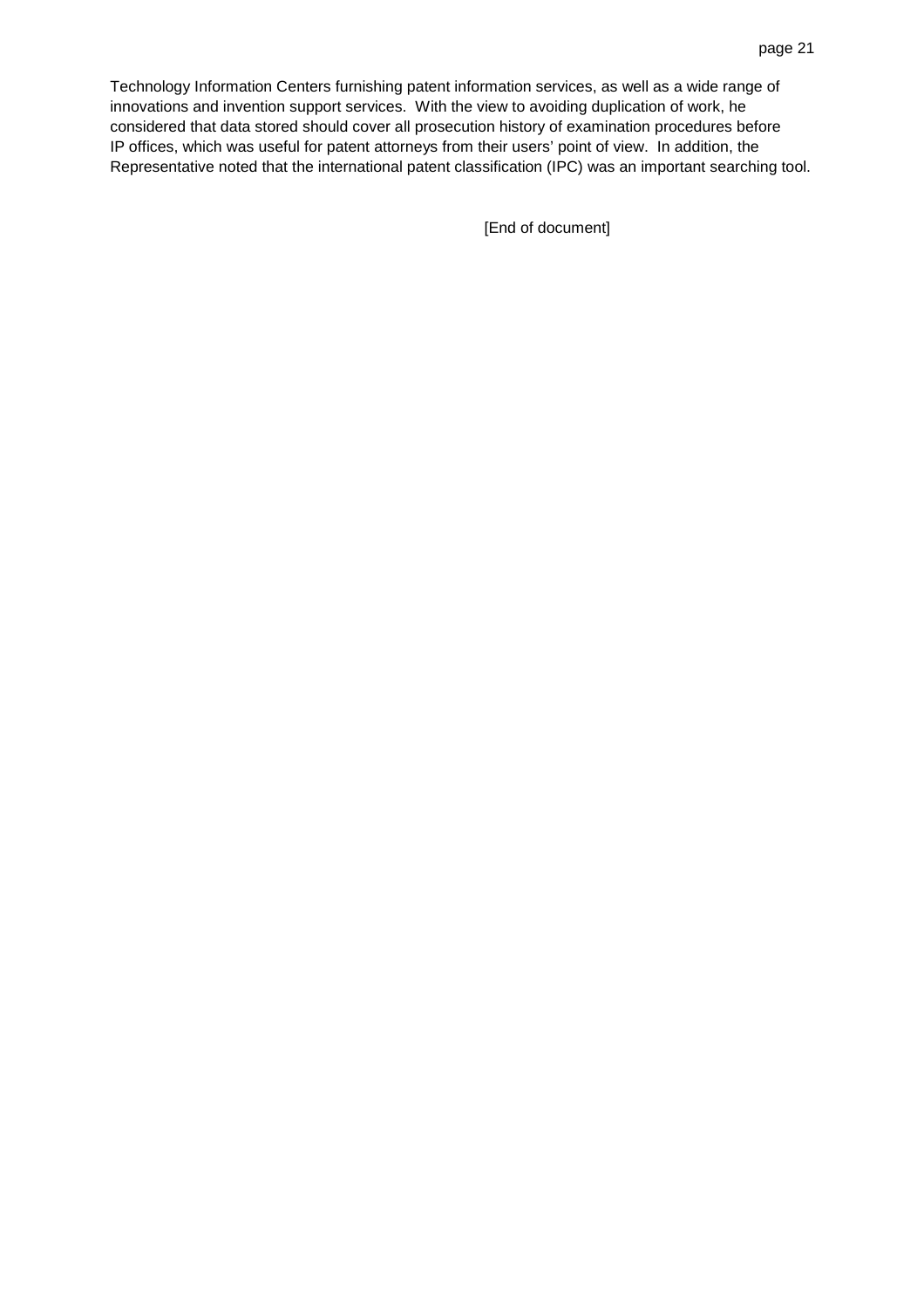Technology Information Centers furnishing patent information services, as well as a wide range of innovations and invention support services. With the view to avoiding duplication of work, he considered that data stored should cover all prosecution history of examination procedures before IP offices, which was useful for patent attorneys from their users' point of view. In addition, the Representative noted that the international patent classification (IPC) was an important searching tool.

[End of document]